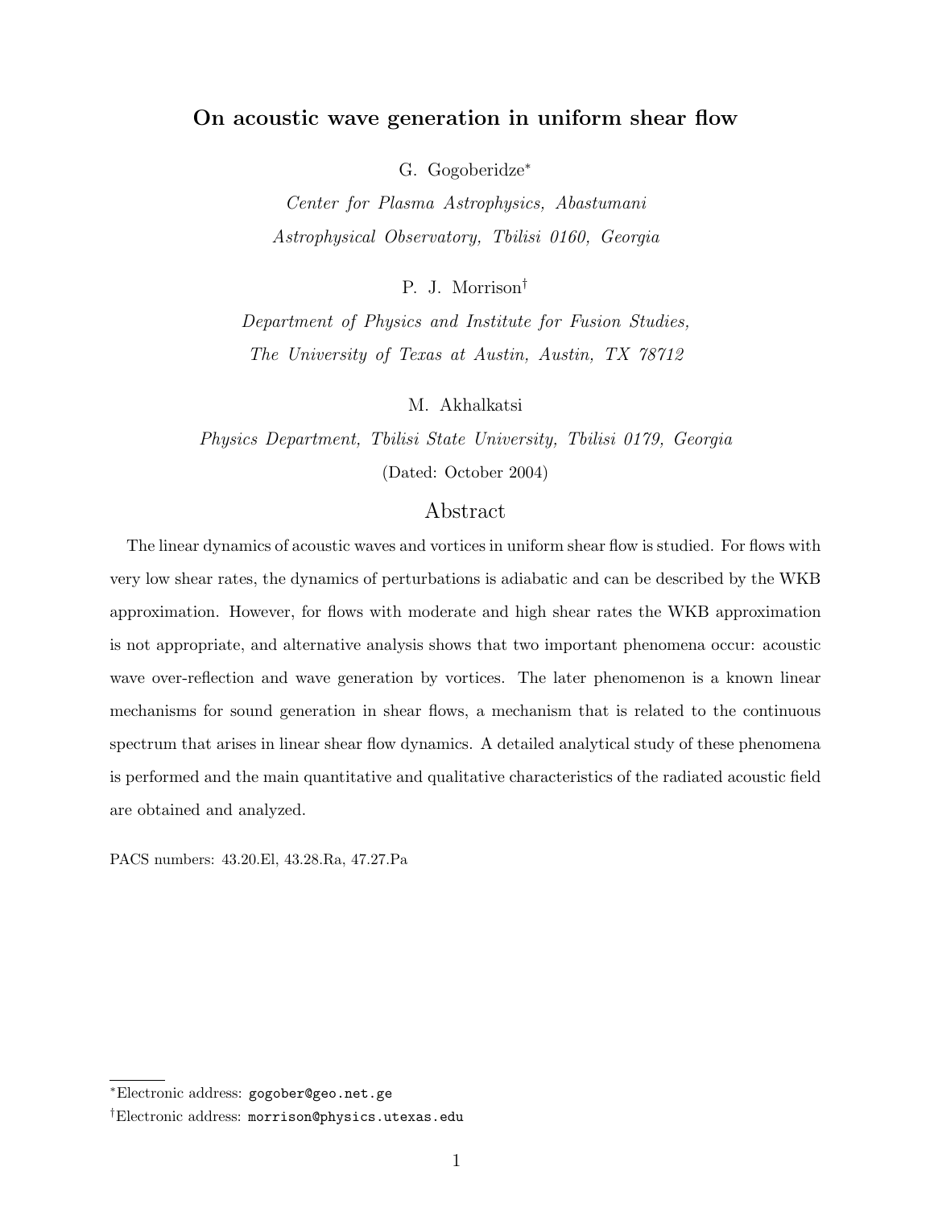# On acoustic wave generation in uniform shear flow

G. Gogoberidze[*]

*Center for Plasma Astrophysics, Abastumani Astrophysical Observatory, Tbilisi 0160, Georgia*

P. J. Morrison[†]

*Department of Physics and Institute for Fusion Studies, The University of Texas at Austin, Austin, TX 78712*

M. Akhalkatsi

*Physics Department, Tbilisi State University, Tbilisi 0179, Georgia*

(Dated: October 2004)

## Abstract

The linear dynamics of acoustic waves and vortices in uniform shear flow is studied. For flows with very low shear rates, the dynamics of perturbations is adiabatic and can be described by the WKB approximation. However, for flows with moderate and high shear rates the WKB approximation is not appropriate, and alternative analysis shows that two important phenomena occur: acoustic wave over-reflection and wave generation by vortices. The later phenomenon is a known linear mechanisms for sound generation in shear flows, a mechanism that is related to the continuous spectrum that arises in linear shear flow dynamics. A detailed analytical study of these phenomena is performed and the main quantitative and qualitative characteristics of the radiated acoustic field are obtained and analyzed.

PACS numbers: 43.20.El, 43.28.Ra, 47.27.Pa

---

[*] Electronic address: gogober@geo.net.ge

[†] Electronic address: morrison@physics.utexas.edu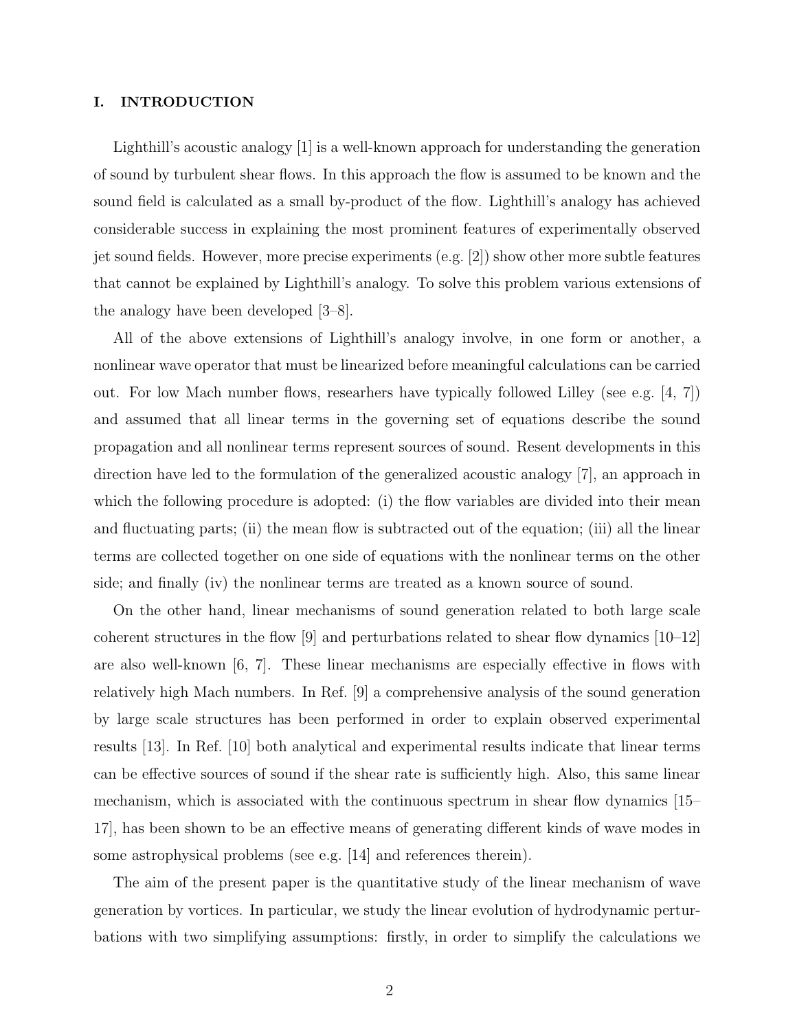## I. INTRODUCTION

Lighthill's acoustic analogy [1] is a well-known approach for understanding the generation of sound by turbulent shear flows. In this approach the flow is assumed to be known and the sound field is calculated as a small by-product of the flow. Lighthill's analogy has achieved considerable success in explaining the most prominent features of experimentally observed jet sound fields. However, more precise experiments (e.g. [2]) show other more subtle features that cannot be explained by Lighthill's analogy. To solve this problem various extensions of the analogy have been developed [3–8].

All of the above extensions of Lighthill's analogy involve, in one form or another, a nonlinear wave operator that must be linearized before meaningful calculations can be carried out. For low Mach number flows, researhers have typically followed Lilley (see e.g. [4, 7]) and assumed that all linear terms in the governing set of equations describe the sound propagation and all nonlinear terms represent sources of sound. Resent developments in this direction have led to the formulation of the generalized acoustic analogy [7], an approach in which the following procedure is adopted: (i) the flow variables are divided into their mean and fluctuating parts; (ii) the mean flow is subtracted out of the equation; (iii) all the linear terms are collected together on one side of equations with the nonlinear terms on the other side; and finally (iv) the nonlinear terms are treated as a known source of sound.

On the other hand, linear mechanisms of sound generation related to both large scale coherent structures in the flow [9] and perturbations related to shear flow dynamics [10–12] are also well-known [6, 7]. These linear mechanisms are especially effective in flows with relatively high Mach numbers. In Ref. [9] a comprehensive analysis of the sound generation by large scale structures has been performed in order to explain observed experimental results [13]. In Ref. [10] both analytical and experimental results indicate that linear terms can be effective sources of sound if the shear rate is sufficiently high. Also, this same linear mechanism, which is associated with the continuous spectrum in shear flow dynamics [15–17], has been shown to be an effective means of generating different kinds of wave modes in some astrophysical problems (see e.g. [14] and references therein).

The aim of the present paper is the quantitative study of the linear mechanism of wave generation by vortices. In particular, we study the linear evolution of hydrodynamic perturbations with two simplifying assumptions: firstly, in order to simplify the calculations we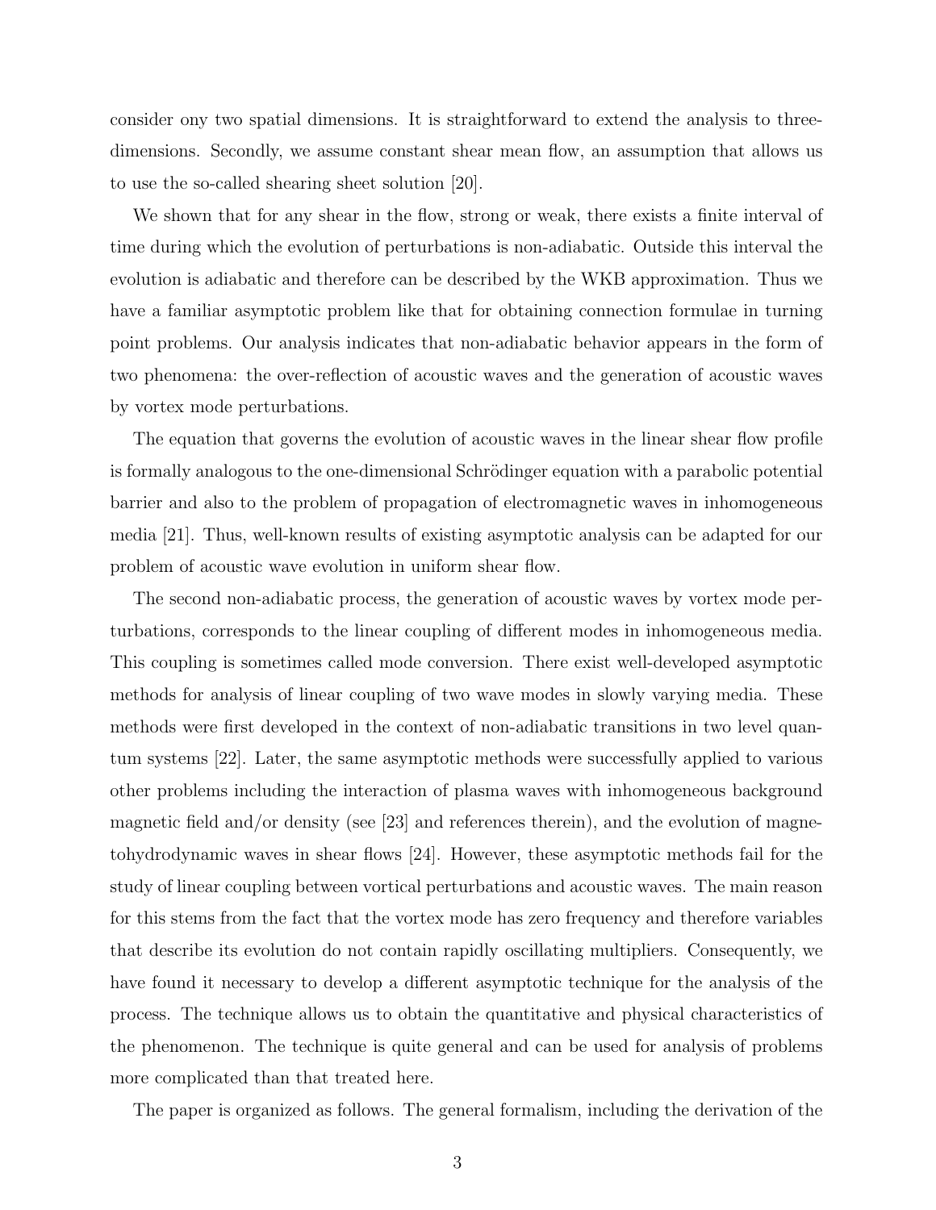consider ony two spatial dimensions. It is straightforward to extend the analysis to three-dimensions. Secondly, we assume constant shear mean flow, an assumption that allows us to use the so-called shearing sheet solution [20].

We shown that for any shear in the flow, strong or weak, there exists a finite interval of time during which the evolution of perturbations is non-adiabatic. Outside this interval the evolution is adiabatic and therefore can be described by the WKB approximation. Thus we have a familiar asymptotic problem like that for obtaining connection formulae in turning point problems. Our analysis indicates that non-adiabatic behavior appears in the form of two phenomena: the over-reflection of acoustic waves and the generation of acoustic waves by vortex mode perturbations.

The equation that governs the evolution of acoustic waves in the linear shear flow profile is formally analogous to the one-dimensional Schrödinger equation with a parabolic potential barrier and also to the problem of propagation of electromagnetic waves in inhomogeneous media [21]. Thus, well-known results of existing asymptotic analysis can be adapted for our problem of acoustic wave evolution in uniform shear flow.

The second non-adiabatic process, the generation of acoustic waves by vortex mode perturbations, corresponds to the linear coupling of different modes in inhomogeneous media. This coupling is sometimes called mode conversion. There exist well-developed asymptotic methods for analysis of linear coupling of two wave modes in slowly varying media. These methods were first developed in the context of non-adiabatic transitions in two level quantum systems [22]. Later, the same asymptotic methods were successfully applied to various other problems including the interaction of plasma waves with inhomogeneous background magnetic field and/or density (see [23] and references therein), and the evolution of magnetohydrodynamic waves in shear flows [24]. However, these asymptotic methods fail for the study of linear coupling between vortical perturbations and acoustic waves. The main reason for this stems from the fact that the vortex mode has zero frequency and therefore variables that describe its evolution do not contain rapidly oscillating multipliers. Consequently, we have found it necessary to develop a different asymptotic technique for the analysis of the process. The technique allows us to obtain the quantitative and physical characteristics of the phenomenon. The technique is quite general and can be used for analysis of problems more complicated than that treated here.

The paper is organized as follows. The general formalism, including the derivation of the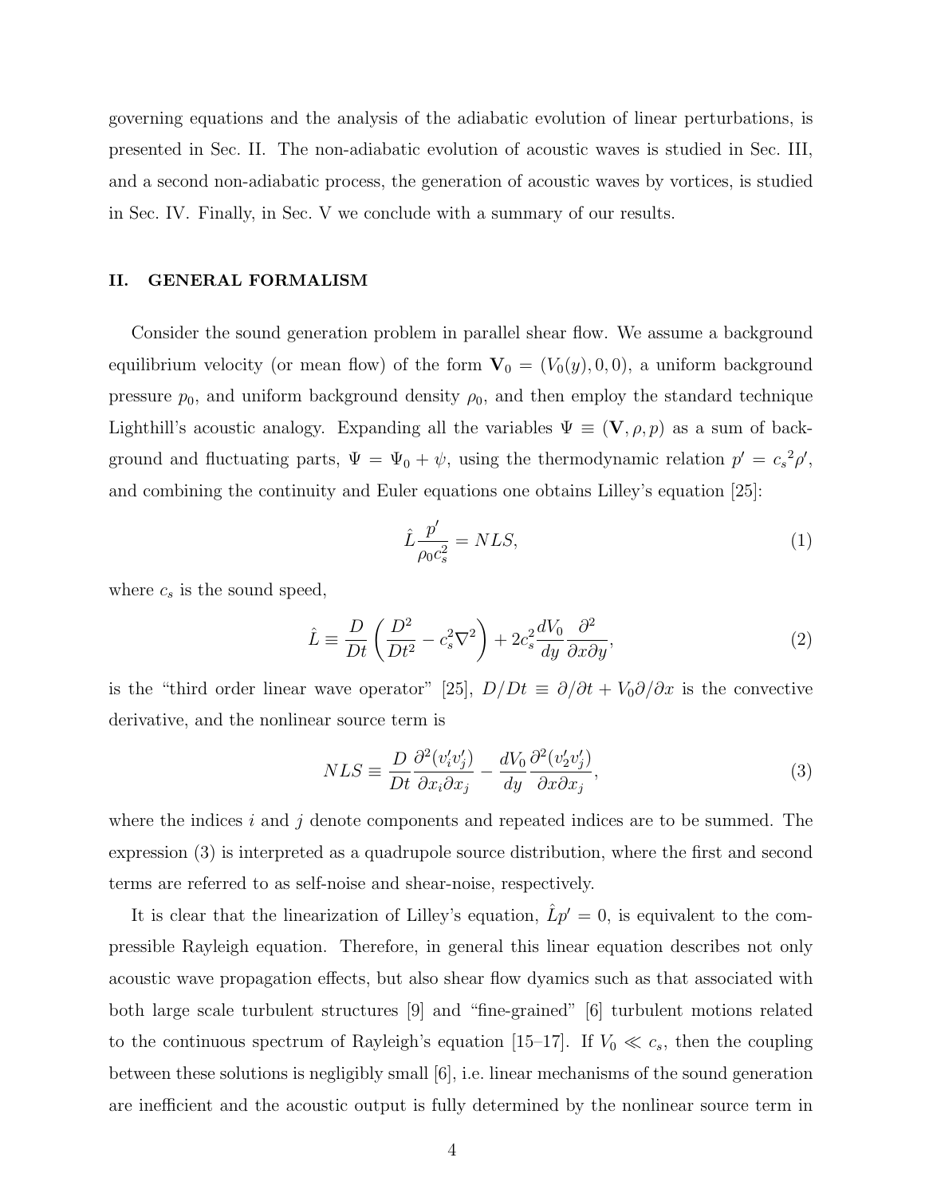governing equations and the analysis of the adiabatic evolution of linear perturbations, is presented in Sec. II. The non-adiabatic evolution of acoustic waves is studied in Sec. III, and a second non-adiabatic process, the generation of acoustic waves by vortices, is studied in Sec. IV. Finally, in Sec. V we conclude with a summary of our results.

## II. GENERAL FORMALISM

Consider the sound generation problem in parallel shear flow. We assume a background equilibrium velocity (or mean flow) of the form $\mathbf{V}_0 = (V_0(y), 0, 0)$, a uniform background pressure $p_0$, and uniform background density $\rho_0$, and then employ the standard technique Lighthill's acoustic analogy. Expanding all the variables $\Psi \equiv (\mathbf{V}, \rho, p)$ as a sum of background and fluctuating parts, $\Psi = \Psi_0 + \psi$, using the thermodynamic relation $p' = {c_s}^2 \rho'$, and combining the continuity and Euler equations one obtains Lilley's equation [25]:

$$\hat{L} \frac{p'}{\rho_0 c_s^2} = NLS, \tag{1}$$

where $c_s$ is the sound speed,

$$\hat{L} \equiv \frac{D}{Dt} \left( \frac{D^2}{Dt^2} - c_s^2 \nabla^2 \right) + 2 c_s^2 \frac{dV_0}{dy} \frac{\partial^2}{\partial x \partial y}, \tag{2}$$

is the "third order linear wave operator" [25], $D/Dt \equiv \partial/\partial t + V_0 \partial/\partial x$ is the convective derivative, and the nonlinear source term is

$$NLS \equiv \frac{D}{Dt} \frac{\partial^2 (v_i' v_j')}{\partial x_i \partial x_j} - \frac{dV_0}{dy} \frac{\partial^2 (v_2' v_j')}{\partial x \partial x_j}, \tag{3}$$

where the indices $i$ and $j$ denote components and repeated indices are to be summed. The expression (3) is interpreted as a quadrupole source distribution, where the first and second terms are referred to as self-noise and shear-noise, respectively.

It is clear that the linearization of Lilley's equation, $\hat{L} p' = 0$, is equivalent to the compressible Rayleigh equation. Therefore, in general this linear equation describes not only acoustic wave propagation effects, but also shear flow dyamics such as that associated with both large scale turbulent structures [9] and "fine-grained" [6] turbulent motions related to the continuous spectrum of Rayleigh's equation [15–17]. If $V_0 \ll c_s$, then the coupling between these solutions is negligibly small [6], i.e. linear mechanisms of the sound generation are inefficient and the acoustic output is fully determined by the nonlinear source term in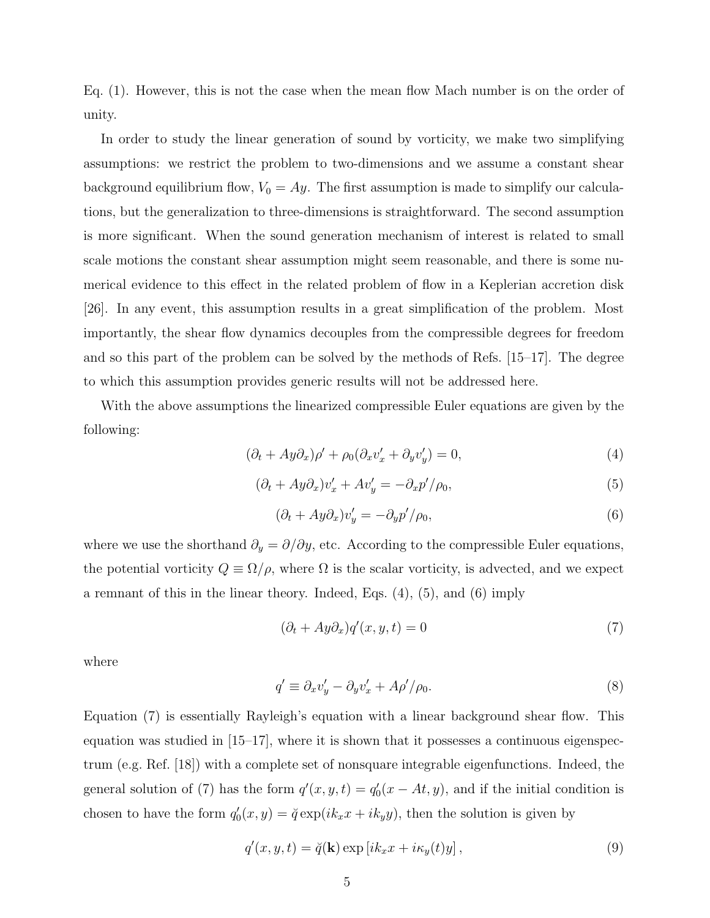Eq. (1). However, this is not the case when the mean flow Mach number is on the order of unity.

In order to study the linear generation of sound by vorticity, we make two simplifying assumptions: we restrict the problem to two-dimensions and we assume a constant shear background equilibrium flow, $V_0 = Ay$. The first assumption is made to simplify our calculations, but the generalization to three-dimensions is straightforward. The second assumption is more significant. When the sound generation mechanism of interest is related to small scale motions the constant shear assumption might seem reasonable, and there is some numerical evidence to this effect in the related problem of flow in a Keplerian accretion disk [26]. In any event, this assumption results in a great simplification of the problem. Most importantly, the shear flow dynamics decouples from the compressible degrees for freedom and so this part of the problem can be solved by the methods of Refs. [15–17]. The degree to which this assumption provides generic results will not be addressed here.

With the above assumptions the linearized compressible Euler equations are given by the following:

$$(\partial_t + Ay\partial_x)\rho' + \rho_0(\partial_x v'_x + \partial_y v'_y) = 0, \tag{4}$$

$$(\partial_t + Ay\partial_x)v'_x + Av'_y = -\partial_x p'/\rho_0, \tag{5}$$

$$(\partial_t + Ay\partial_x)v'_y = -\partial_y p'/\rho_0, \tag{6}$$

where we use the shorthand $\partial_y = \partial/\partial y$, etc. According to the compressible Euler equations, the potential vorticity $Q \equiv \Omega/\rho$, where $\Omega$ is the scalar vorticity, is advected, and we expect a remnant of this in the linear theory. Indeed, Eqs. (4), (5), and (6) imply

$$(\partial_t + Ay\partial_x)q'(x, y, t) = 0 \tag{7}$$

where

$$q' \equiv \partial_x v'_y - \partial_y v'_x + A\rho'/\rho_0. \tag{8}$$

Equation (7) is essentially Rayleigh's equation with a linear background shear flow. This equation was studied in [15–17], where it is shown that it possesses a continuous eigenspectrum (e.g. Ref. [18]) with a complete set of nonsquare integrable eigenfunctions. Indeed, the general solution of (7) has the form $q'(x, y, t) = q'_0(x - At, y)$, and if the initial condition is chosen to have the form $q'_0(x, y) = \check{q}\exp(ik_x x + ik_y y)$, then the solution is given by

$$q'(x, y, t) = \check{q}(\mathbf{k})\exp\left[ik_x x + i\kappa_y(t)y\right], \tag{9}$$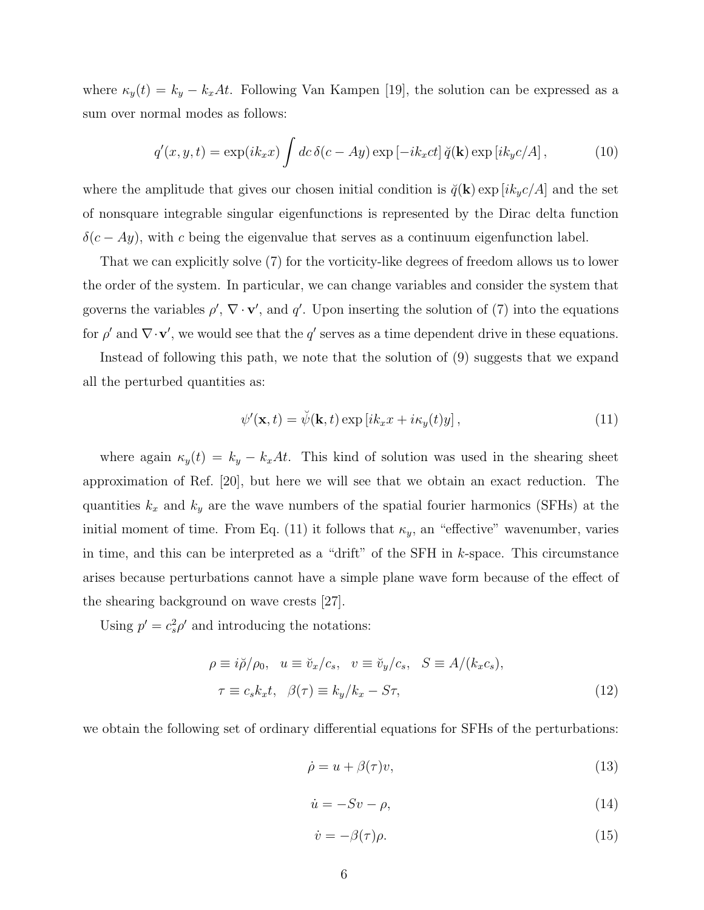where $\kappa_y(t) = k_y - k_x At$. Following Van Kampen [19], the solution can be expressed as a sum over normal modes as follows:

$$q'(x, y, t) = \exp(ik_x x) \int dc\, \delta(c - Ay) \exp\left[-ik_x ct\right] \breve{q}(\mathbf{k}) \exp\left[ik_y c/A\right], \tag{10}$$

where the amplitude that gives our chosen initial condition is $\breve{q}(\mathbf{k}) \exp\left[ik_y c/A\right]$ and the set of nonsquare integrable singular eigenfunctions is represented by the Dirac delta function $\delta(c - Ay)$, with $c$ being the eigenvalue that serves as a continuum eigenfunction label.

That we can explicitly solve (7) for the vorticity-like degrees of freedom allows us to lower the order of the system. In particular, we can change variables and consider the system that governs the variables $\rho'$, $\nabla \cdot \mathbf{v}'$, and $q'$. Upon inserting the solution of (7) into the equations for $\rho'$ and $\nabla \cdot \mathbf{v}'$, we would see that the $q'$ serves as a time dependent drive in these equations.

Instead of following this path, we note that the solution of (9) suggests that we expand all the perturbed quantities as:

$$\psi'(\mathbf{x}, t) = \breve{\psi}(\mathbf{k}, t) \exp\left[ik_x x + i\kappa_y(t) y\right], \tag{11}$$

where again $\kappa_y(t) = k_y - k_x At$. This kind of solution was used in the shearing sheet approximation of Ref. [20], but here we will see that we obtain an exact reduction. The quantities $k_x$ and $k_y$ are the wave numbers of the spatial fourier harmonics (SFHs) at the initial moment of time. From Eq. (11) it follows that $\kappa_y$, an "effective" wavenumber, varies in time, and this can be interpreted as a "drift" of the SFH in $k$-space. This circumstance arises because perturbations cannot have a simple plane wave form because of the effect of the shearing background on wave crests [27].

Using $p' = c_s^2 \rho'$ and introducing the notations:

$$\begin{aligned}
&\rho \equiv i\breve{\rho}/\rho_0, \quad u \equiv \breve{v}_x/c_s, \quad v \equiv \breve{v}_y/c_s, \quad S \equiv A/(k_x c_s), \\
&\tau \equiv c_s k_x t, \quad \beta(\tau) \equiv k_y/k_x - S\tau,
\end{aligned} \tag{12}$$

we obtain the following set of ordinary differential equations for SFHs of the perturbations:

$$\dot{\rho} = u + \beta(\tau) v, \tag{13}$$

$$\dot{u} = -Sv - \rho, \tag{14}$$

$$\dot{v} = -\beta(\tau) \rho. \tag{15}$$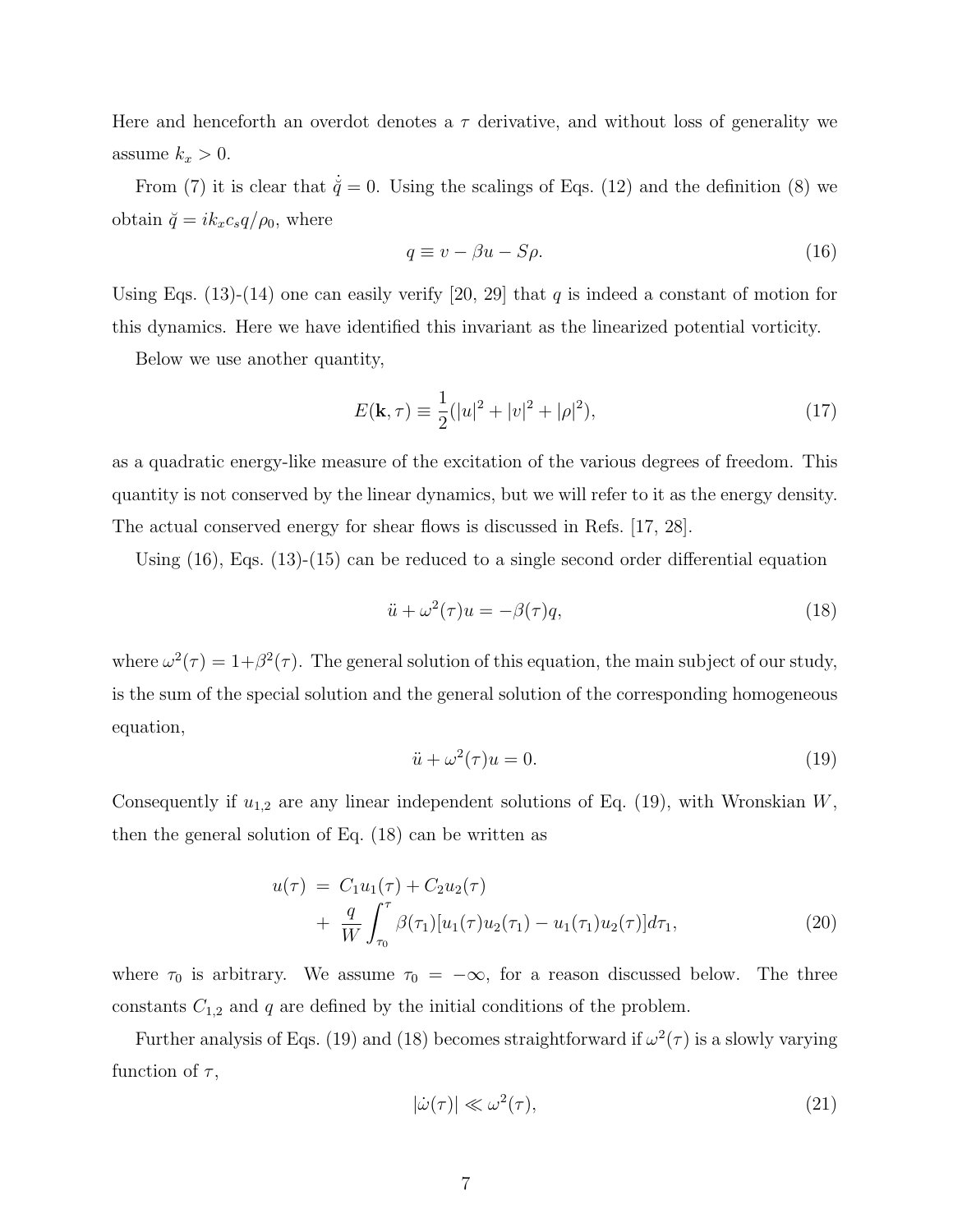Here and henceforth an overdot denotes a $\tau$ derivative, and without loss of generality we assume $k_x > 0$.

From (7) it is clear that $\dot{\breve{q}} = 0$. Using the scalings of Eqs. (12) and the definition (8) we obtain $\breve{q} = ik_x c_s q/\rho_0$, where

$$q \equiv v - \beta u - S\rho. \tag{16}$$

Using Eqs. (13)-(14) one can easily verify [20, 29] that $q$ is indeed a constant of motion for this dynamics. Here we have identified this invariant as the linearized potential vorticity.

Below we use another quantity,

$$E(\mathbf{k}, \tau) \equiv \frac{1}{2}(|u|^2 + |v|^2 + |\rho|^2), \tag{17}$$

as a quadratic energy-like measure of the excitation of the various degrees of freedom. This quantity is not conserved by the linear dynamics, but we will refer to it as the energy density. The actual conserved energy for shear flows is discussed in Refs. [17, 28].

Using (16), Eqs. (13)-(15) can be reduced to a single second order differential equation

$$\ddot{u} + \omega^2(\tau)u = -\beta(\tau)q, \tag{18}$$

where $\omega^2(\tau) = 1+\beta^2(\tau)$. The general solution of this equation, the main subject of our study, is the sum of the special solution and the general solution of the corresponding homogeneous equation,

$$\ddot{u} + \omega^2(\tau)u = 0. \tag{19}$$

Consequently if $u_{1,2}$ are any linear independent solutions of Eq. (19), with Wronskian $W$, then the general solution of Eq. (18) can be written as

$$\begin{aligned} u(\tau) &= C_1 u_1(\tau) + C_2 u_2(\tau) \\ &+ \frac{q}{W}\int_{\tau_0}^{\tau} \beta(\tau_1)[u_1(\tau)u_2(\tau_1) - u_1(\tau_1)u_2(\tau)]d\tau_1, \end{aligned} \tag{20}$$

where $\tau_0$ is arbitrary. We assume $\tau_0 = -\infty$, for a reason discussed below. The three constants $C_{1,2}$ and $q$ are defined by the initial conditions of the problem.

Further analysis of Eqs. (19) and (18) becomes straightforward if $\omega^2(\tau)$ is a slowly varying function of $\tau$,

$$|\dot{\omega}(\tau)| \ll \omega^2(\tau), \tag{21}$$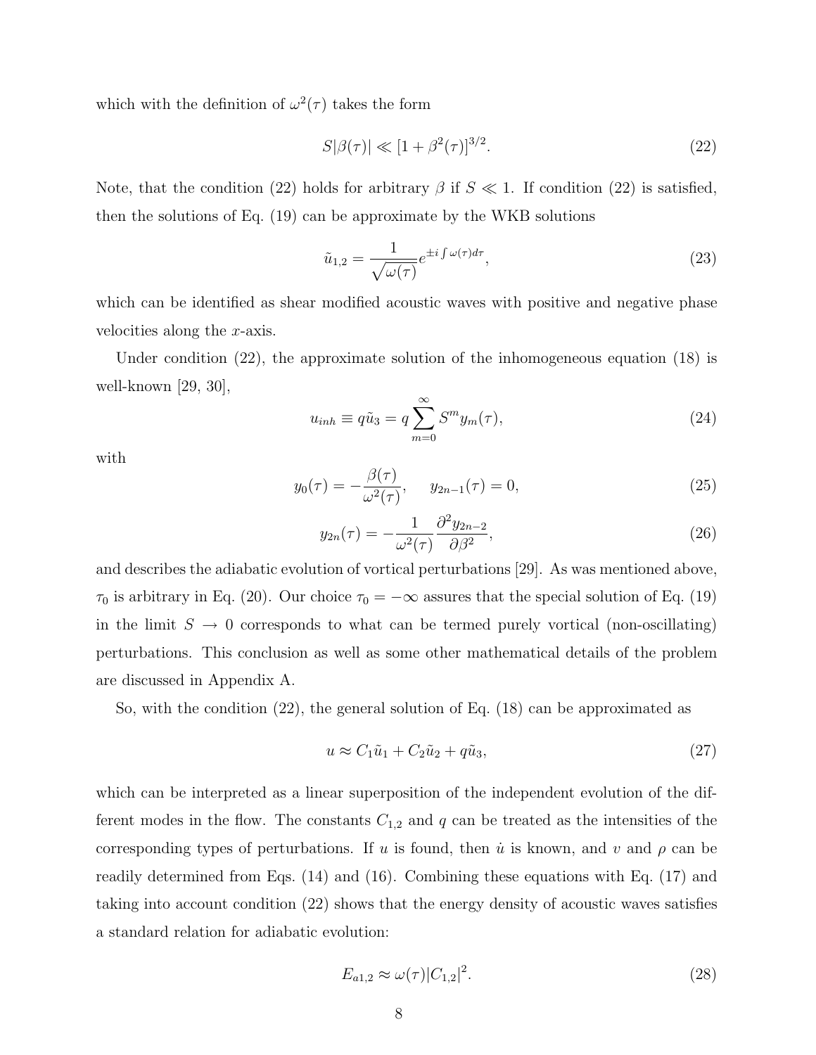which with the definition of $\omega^2(\tau)$ takes the form

$$S|\beta(\tau)| \ll [1+\beta^2(\tau)]^{3/2}. \tag{22}$$

Note, that the condition (22) holds for arbitrary $\beta$ if $S \ll 1$. If condition (22) is satisfied, then the solutions of Eq. (19) can be approximate by the WKB solutions

$$\tilde{u}_{1,2} = \frac{1}{\sqrt{\omega(\tau)}} e^{\pm i \int \omega(\tau) d\tau}, \tag{23}$$

which can be identified as shear modified acoustic waves with positive and negative phase velocities along the $x$-axis.

Under condition (22), the approximate solution of the inhomogeneous equation (18) is well-known [29, 30],

$$u_{inh} \equiv q\tilde{u}_3 = q \sum_{m=0}^{\infty} S^m y_m(\tau), \tag{24}$$

with

$$y_0(\tau) = -\frac{\beta(\tau)}{\omega^2(\tau)}, \quad y_{2n-1}(\tau) = 0, \tag{25}$$

$$y_{2n}(\tau) = -\frac{1}{\omega^2(\tau)} \frac{\partial^2 y_{2n-2}}{\partial \beta^2}, \tag{26}$$

and describes the adiabatic evolution of vortical perturbations [29]. As was mentioned above, $\tau_0$ is arbitrary in Eq. (20). Our choice $\tau_0 = -\infty$ assures that the special solution of Eq. (19) in the limit $S \to 0$ corresponds to what can be termed purely vortical (non-oscillating) perturbations. This conclusion as well as some other mathematical details of the problem are discussed in Appendix A.

So, with the condition (22), the general solution of Eq. (18) can be approximated as

$$u \approx C_1\tilde{u}_1 + C_2\tilde{u}_2 + q\tilde{u}_3, \tag{27}$$

which can be interpreted as a linear superposition of the independent evolution of the different modes in the flow. The constants $C_{1,2}$ and $q$ can be treated as the intensities of the corresponding types of perturbations. If $u$ is found, then $\dot{u}$ is known, and $v$ and $\rho$ can be readily determined from Eqs. (14) and (16). Combining these equations with Eq. (17) and taking into account condition (22) shows that the energy density of acoustic waves satisfies a standard relation for adiabatic evolution:

$$E_{a1,2} \approx \omega(\tau)|C_{1,2}|^2. \tag{28}$$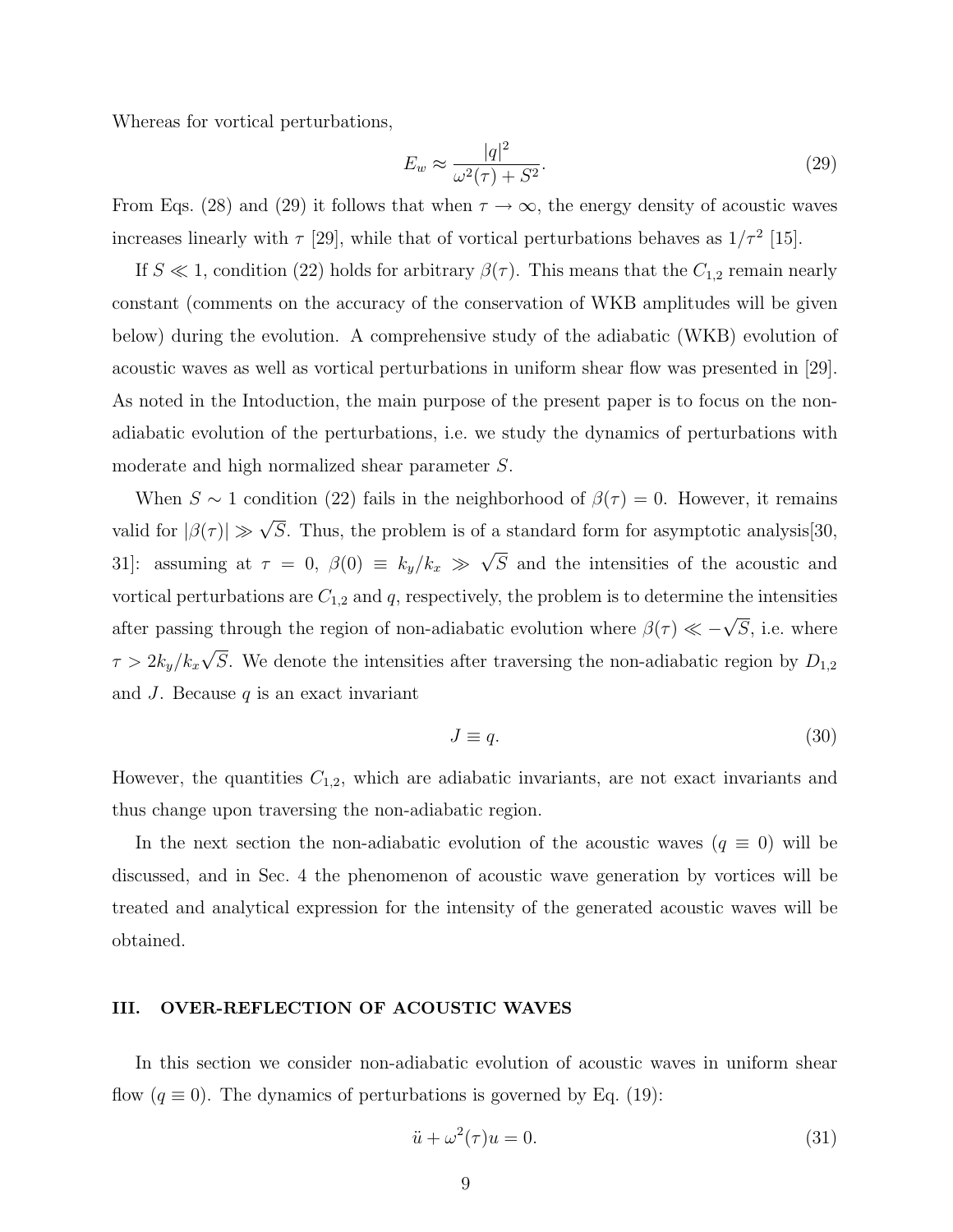Whereas for vortical perturbations,

$$E_w \approx \frac{|q|^2}{\omega^2(\tau) + S^2}. \tag{29}$$

From Eqs. (28) and (29) it follows that when $\tau \to \infty$, the energy density of acoustic waves increases linearly with $\tau$ [29], while that of vortical perturbations behaves as $1/\tau^2$ [15].

If $S \ll 1$, condition (22) holds for arbitrary $\beta(\tau)$. This means that the $C_{1,2}$ remain nearly constant (comments on the accuracy of the conservation of WKB amplitudes will be given below) during the evolution. A comprehensive study of the adiabatic (WKB) evolution of acoustic waves as well as vortical perturbations in uniform shear flow was presented in [29]. As noted in the Intoduction, the main purpose of the present paper is to focus on the non-adiabatic evolution of the perturbations, i.e. we study the dynamics of perturbations with moderate and high normalized shear parameter $S$.

When $S \sim 1$ condition (22) fails in the neighborhood of $\beta(\tau) = 0$. However, it remains valid for $|\beta(\tau)| \gg \sqrt{S}$. Thus, the problem is of a standard form for asymptotic analysis[30, 31]: assuming at $\tau = 0$, $\beta(0) \equiv k_y/k_x \gg \sqrt{S}$ and the intensities of the acoustic and vortical perturbations are $C_{1,2}$ and $q$, respectively, the problem is to determine the intensities after passing through the region of non-adiabatic evolution where $\beta(\tau) \ll -\sqrt{S}$, i.e. where $\tau > 2k_y/k_x\sqrt{S}$. We denote the intensities after traversing the non-adiabatic region by $D_{1,2}$ and $J$. Because $q$ is an exact invariant

$$J \equiv q. \tag{30}$$

However, the quantities $C_{1,2}$, which are adiabatic invariants, are not exact invariants and thus change upon traversing the non-adiabatic region.

In the next section the non-adiabatic evolution of the acoustic waves ($q \equiv 0$) will be discussed, and in Sec. 4 the phenomenon of acoustic wave generation by vortices will be treated and analytical expression for the intensity of the generated acoustic waves will be obtained.

## III. OVER-REFLECTION OF ACOUSTIC WAVES

In this section we consider non-adiabatic evolution of acoustic waves in uniform shear flow ($q \equiv 0$). The dynamics of perturbations is governed by Eq. (19):

$$\ddot{u} + \omega^2(\tau)u = 0. \tag{31}$$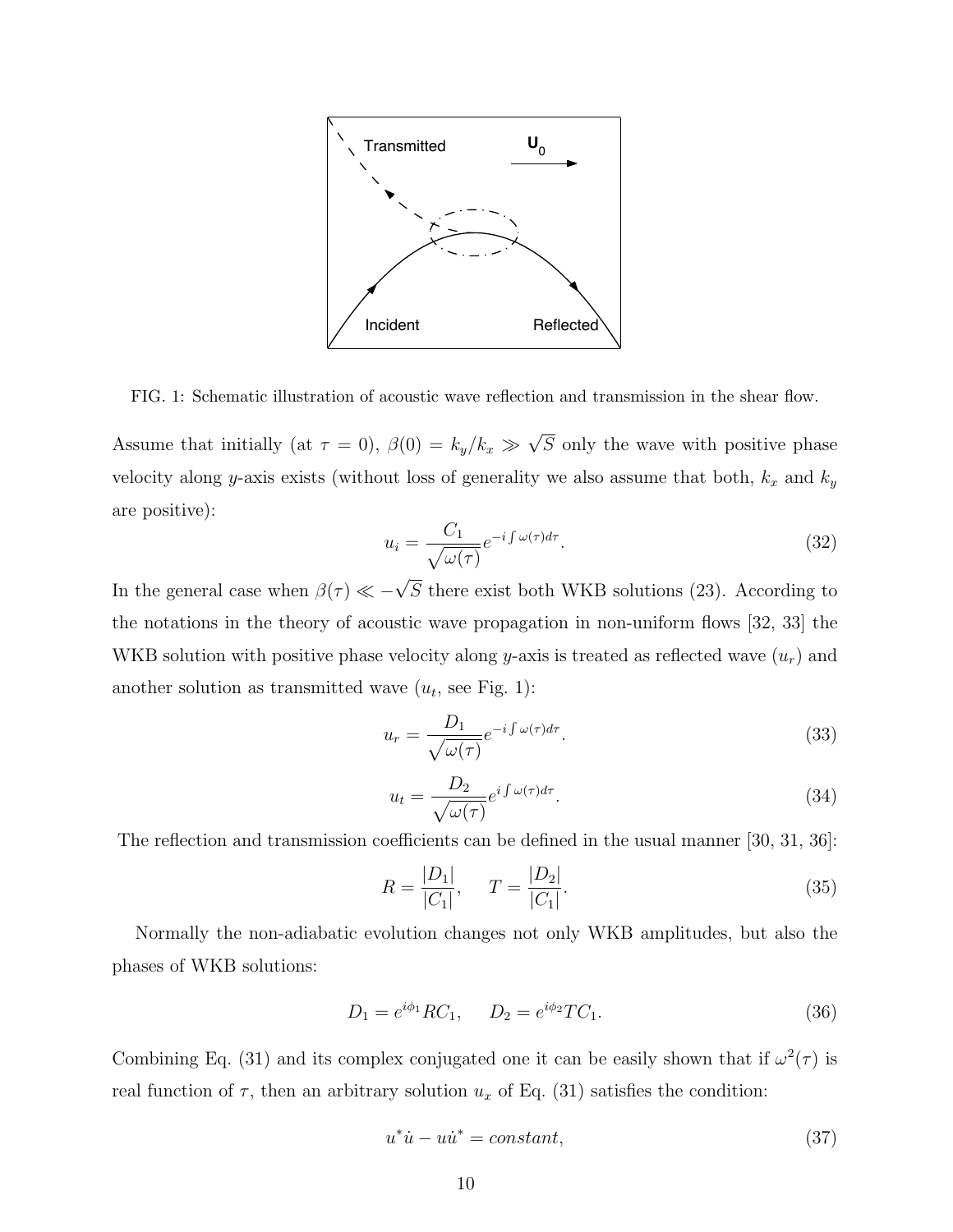FIG. 1: Schematic illustration of acoustic wave reflection and transmission in the shear flow.

Assume that initially (at $\tau = 0$), $\beta(0) = k_y/k_x \gg \sqrt{S}$ only the wave with positive phase velocity along $y$-axis exists (without loss of generality we also assume that both, $k_x$ and $k_y$ are positive):

$$u_i = \frac{C_1}{\sqrt{\omega(\tau)}} e^{-i \int \omega(\tau) d\tau}. \tag{32}$$

In the general case when $\beta(\tau) \ll -\sqrt{S}$ there exist both WKB solutions (23). According to the notations in the theory of acoustic wave propagation in non-uniform flows [32, 33] the WKB solution with positive phase velocity along $y$-axis is treated as reflected wave ($u_r$) and another solution as transmitted wave ($u_t$, see Fig. 1):

$$u_r = \frac{D_1}{\sqrt{\omega(\tau)}} e^{-i \int \omega(\tau) d\tau}. \tag{33}$$

$$u_t = \frac{D_2}{\sqrt{\omega(\tau)}} e^{i \int \omega(\tau) d\tau}. \tag{34}$$

The reflection and transmission coefficients can be defined in the usual manner [30, 31, 36]:

$$R = \frac{|D_1|}{|C_1|}, \quad T = \frac{|D_2|}{|C_1|}. \tag{35}$$

Normally the non-adiabatic evolution changes not only WKB amplitudes, but also the phases of WKB solutions:

$$D_1 = e^{i\phi_1} R C_1, \quad D_2 = e^{i\phi_2} T C_1. \tag{36}$$

Combining Eq. (31) and its complex conjugated one it can be easily shown that if $\omega^2(\tau)$ is real function of $\tau$, then an arbitrary solution $u_x$ of Eq. (31) satisfies the condition:

$$u^* \dot{u} - u \dot{u}^* = constant, \tag{37}$$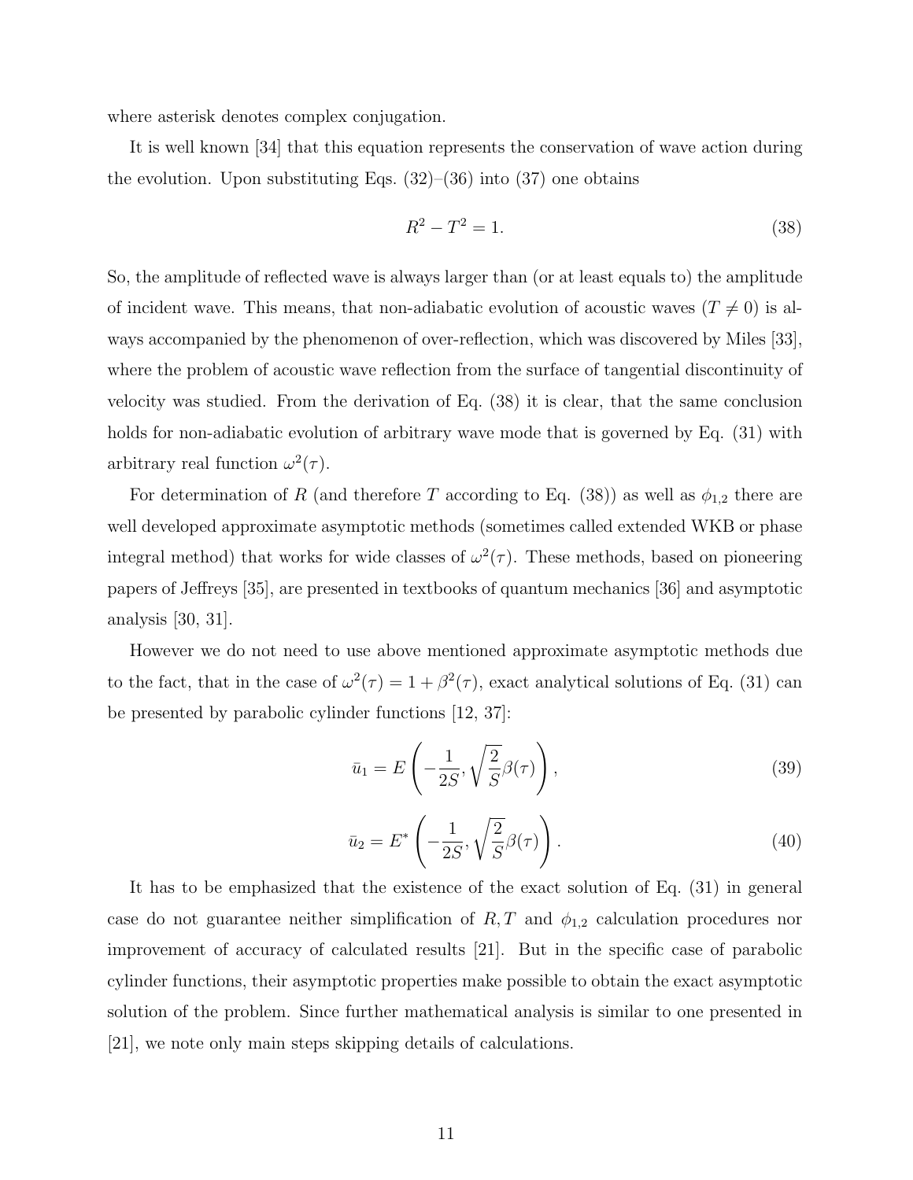where asterisk denotes complex conjugation.

It is well known [34] that this equation represents the conservation of wave action during the evolution. Upon substituting Eqs. (32)–(36) into (37) one obtains

$$R^2 - T^2 = 1. \tag{38}$$

So, the amplitude of reflected wave is always larger than (or at least equals to) the amplitude of incident wave. This means, that non-adiabatic evolution of acoustic waves ($T \neq 0$) is always accompanied by the phenomenon of over-reflection, which was discovered by Miles [33], where the problem of acoustic wave reflection from the surface of tangential discontinuity of velocity was studied. From the derivation of Eq. (38) it is clear, that the same conclusion holds for non-adiabatic evolution of arbitrary wave mode that is governed by Eq. (31) with arbitrary real function $\omega^2(\tau)$.

For determination of $R$ (and therefore $T$ according to Eq. (38)) as well as $\phi_{1,2}$ there are well developed approximate asymptotic methods (sometimes called extended WKB or phase integral method) that works for wide classes of $\omega^2(\tau)$. These methods, based on pioneering papers of Jeffreys [35], are presented in textbooks of quantum mechanics [36] and asymptotic analysis [30, 31].

However we do not need to use above mentioned approximate asymptotic methods due to the fact, that in the case of $\omega^2(\tau) = 1 + \beta^2(\tau)$, exact analytical solutions of Eq. (31) can be presented by parabolic cylinder functions [12, 37]:

$$\bar{u}_1 = E\left(-\frac{1}{2S}, \sqrt{\frac{2}{S}}\beta(\tau)\right), \tag{39}$$

$$\bar{u}_2 = E^*\left(-\frac{1}{2S}, \sqrt{\frac{2}{S}}\beta(\tau)\right). \tag{40}$$

It has to be emphasized that the existence of the exact solution of Eq. (31) in general case do not guarantee neither simplification of $R, T$ and $\phi_{1,2}$ calculation procedures nor improvement of accuracy of calculated results [21]. But in the specific case of parabolic cylinder functions, their asymptotic properties make possible to obtain the exact asymptotic solution of the problem. Since further mathematical analysis is similar to one presented in [21], we note only main steps skipping details of calculations.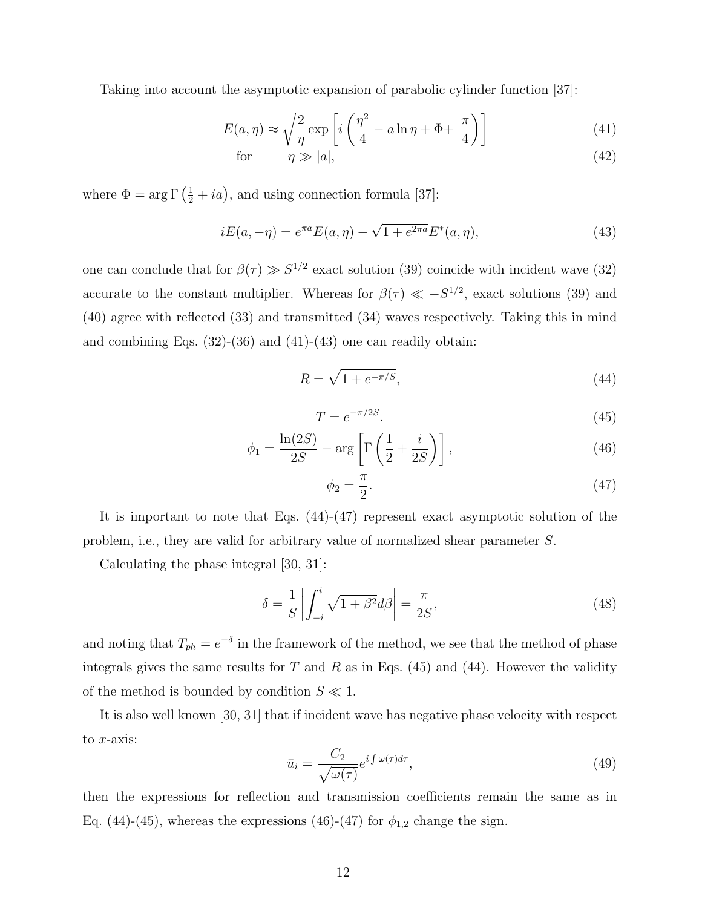Taking into account the asymptotic expansion of parabolic cylinder function [37]:

$$E(a,\eta) \approx \sqrt{\frac{2}{\eta}} \exp\left[i\left(\frac{\eta^2}{4} - a\ln\eta + \Phi + \frac{\pi}{4}\right)\right] \tag{41}$$

$$\text{for} \qquad \eta \gg |a|, \tag{42}$$

where $\Phi = \arg\Gamma\left(\frac{1}{2} + ia\right)$, and using connection formula [37]:

$$iE(a,-\eta) = e^{\pi a}E(a,\eta) - \sqrt{1+e^{2\pi a}}E^*(a,\eta), \tag{43}$$

one can conclude that for $\beta(\tau) \gg S^{1/2}$ exact solution (39) coincide with incident wave (32) accurate to the constant multiplier. Whereas for $\beta(\tau) \ll -S^{1/2}$, exact solutions (39) and (40) agree with reflected (33) and transmitted (34) waves respectively. Taking this in mind and combining Eqs. (32)-(36) and (41)-(43) one can readily obtain:

$$R = \sqrt{1+e^{-\pi/S}}, \tag{44}$$

$$T = e^{-\pi/2S}. \tag{45}$$

$$\phi_1 = \frac{\ln(2S)}{2S} - \arg\left[\Gamma\left(\frac{1}{2} + \frac{i}{2S}\right)\right], \tag{46}$$

$$\phi_2 = \frac{\pi}{2}. \tag{47}$$

It is important to note that Eqs. (44)-(47) represent exact asymptotic solution of the problem, i.e., they are valid for arbitrary value of normalized shear parameter $S$.

Calculating the phase integral [30, 31]:

$$\delta = \frac{1}{S}\left|\int_{-i}^{i}\sqrt{1+\beta^2}d\beta\right| = \frac{\pi}{2S}, \tag{48}$$

and noting that $T_{ph} = e^{-\delta}$ in the framework of the method, we see that the method of phase integrals gives the same results for $T$ and $R$ as in Eqs. (45) and (44). However the validity of the method is bounded by condition $S \ll 1$.

It is also well known [30, 31] that if incident wave has negative phase velocity with respect to $x$-axis:

$$\bar{u}_i = \frac{C_2}{\sqrt{\omega(\tau)}}e^{i\int\omega(\tau)d\tau}, \tag{49}$$

then the expressions for reflection and transmission coefficients remain the same as in Eq. (44)-(45), whereas the expressions (46)-(47) for $\phi_{1,2}$ change the sign.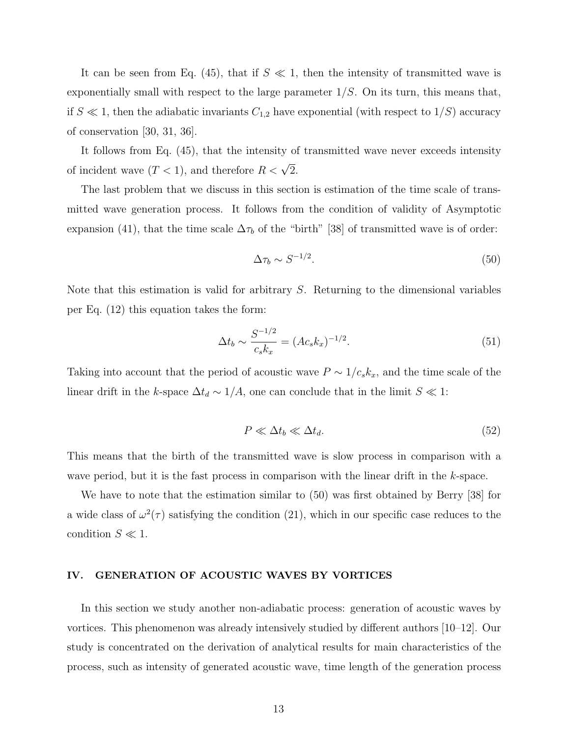It can be seen from Eq. (45), that if $S \ll 1$, then the intensity of transmitted wave is exponentially small with respect to the large parameter $1/S$. On its turn, this means that, if $S \ll 1$, then the adiabatic invariants $C_{1,2}$ have exponential (with respect to $1/S$) accuracy of conservation [30, 31, 36].

It follows from Eq. (45), that the intensity of transmitted wave never exceeds intensity of incident wave ($T < 1$), and therefore $R < \sqrt{2}$.

The last problem that we discuss in this section is estimation of the time scale of transmitted wave generation process. It follows from the condition of validity of Asymptotic expansion (41), that the time scale $\Delta\tau_b$ of the "birth" [38] of transmitted wave is of order:

$$\Delta\tau_b \sim S^{-1/2}. \tag{50}$$

Note that this estimation is valid for arbitrary $S$. Returning to the dimensional variables per Eq. (12) this equation takes the form:

$$\Delta t_b \sim \frac{S^{-1/2}}{c_s k_x} = (A c_s k_x)^{-1/2}. \tag{51}$$

Taking into account that the period of acoustic wave $P \sim 1/c_s k_x$, and the time scale of the linear drift in the $k$-space $\Delta t_d \sim 1/A$, one can conclude that in the limit $S \ll 1$:

$$P \ll \Delta t_b \ll \Delta t_d. \tag{52}$$

This means that the birth of the transmitted wave is slow process in comparison with a wave period, but it is the fast process in comparison with the linear drift in the $k$-space.

We have to note that the estimation similar to (50) was first obtained by Berry [38] for a wide class of $\omega^2(\tau)$ satisfying the condition (21), which in our specific case reduces to the condition $S \ll 1$.

## IV. GENERATION OF ACOUSTIC WAVES BY VORTICES

In this section we study another non-adiabatic process: generation of acoustic waves by vortices. This phenomenon was already intensively studied by different authors [10–12]. Our study is concentrated on the derivation of analytical results for main characteristics of the process, such as intensity of generated acoustic wave, time length of the generation process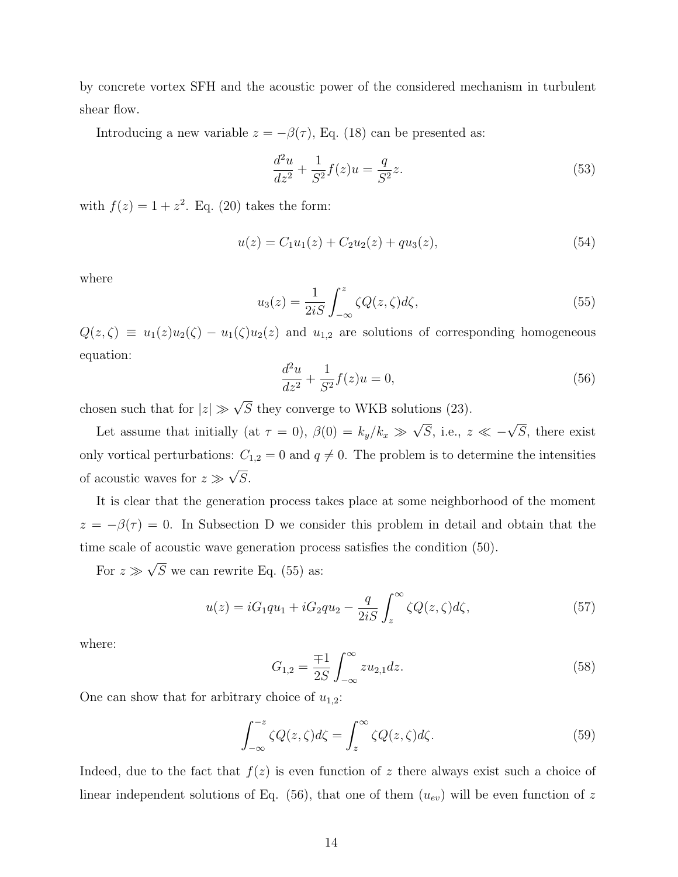by concrete vortex SFH and the acoustic power of the considered mechanism in turbulent shear flow.

Introducing a new variable $z = -\beta(\tau)$, Eq. (18) can be presented as:

$$\frac{d^2u}{dz^2} + \frac{1}{S^2}f(z)u = \frac{q}{S^2}z. \tag{53}$$

with $f(z) = 1 + z^2$. Eq. (20) takes the form:

$$u(z) = C_1u_1(z) + C_2u_2(z) + qu_3(z), \tag{54}$$

where

$$u_3(z) = \frac{1}{2iS}\int_{-\infty}^{z} \zeta Q(z,\zeta)d\zeta, \tag{55}$$

$Q(z,\zeta) \equiv u_1(z)u_2(\zeta) - u_1(\zeta)u_2(z)$ and $u_{1,2}$ are solutions of corresponding homogeneous equation:

$$\frac{d^2u}{dz^2} + \frac{1}{S^2}f(z)u = 0, \tag{56}$$

chosen such that for $|z| \gg \sqrt{S}$ they converge to WKB solutions (23).

Let assume that initially (at $\tau = 0$), $\beta(0) = k_y/k_x \gg \sqrt{S}$, i.e., $z \ll -\sqrt{S}$, there exist only vortical perturbations: $C_{1,2} = 0$ and $q \neq 0$. The problem is to determine the intensities of acoustic waves for $z \gg \sqrt{S}$.

It is clear that the generation process takes place at some neighborhood of the moment $z = -\beta(\tau) = 0$. In Subsection D we consider this problem in detail and obtain that the time scale of acoustic wave generation process satisfies the condition (50).

For $z \gg \sqrt{S}$ we can rewrite Eq. (55) as:

$$u(z) = iG_1qu_1 + iG_2qu_2 - \frac{q}{2iS}\int_{z}^{\infty} \zeta Q(z,\zeta)d\zeta, \tag{57}$$

where:

$$G_{1,2} = \frac{\mp 1}{2S}\int_{-\infty}^{\infty} zu_{2,1}dz. \tag{58}$$

One can show that for arbitrary choice of $u_{1,2}$:

$$\int_{-\infty}^{-z} \zeta Q(z,\zeta)d\zeta = \int_{z}^{\infty} \zeta Q(z,\zeta)d\zeta. \tag{59}$$

Indeed, due to the fact that $f(z)$ is even function of $z$ there always exist such a choice of linear independent solutions of Eq. (56), that one of them ($u_{ev}$) will be even function of $z$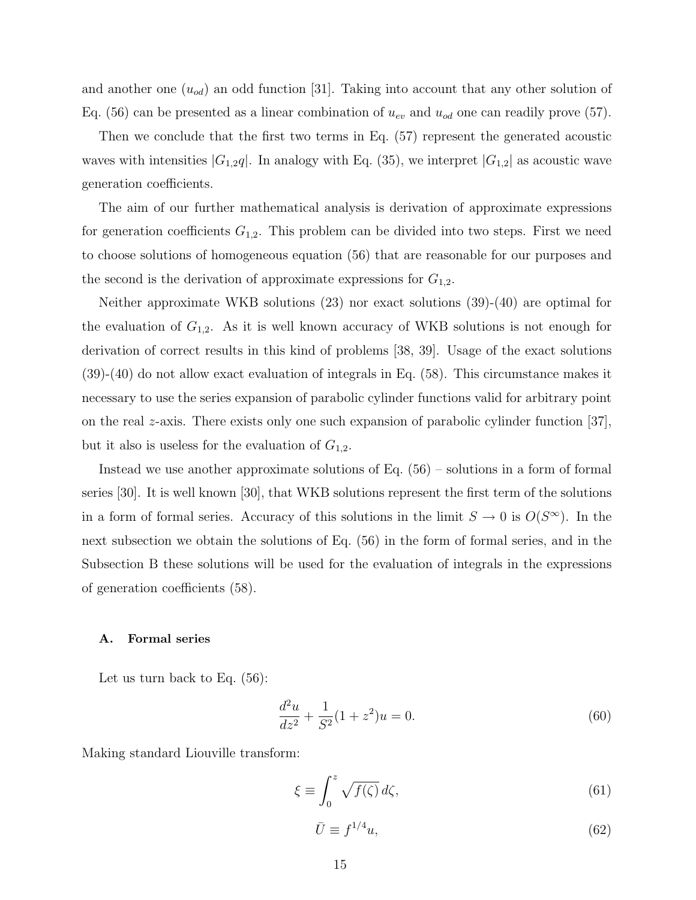and another one ($u_{od}$) an odd function [31]. Taking into account that any other solution of Eq. (56) can be presented as a linear combination of $u_{ev}$ and $u_{od}$ one can readily prove (57).

Then we conclude that the first two terms in Eq. (57) represent the generated acoustic waves with intensities $|G_{1,2}q|$. In analogy with Eq. (35), we interpret $|G_{1,2}|$ as acoustic wave generation coefficients.

The aim of our further mathematical analysis is derivation of approximate expressions for generation coefficients $G_{1,2}$. This problem can be divided into two steps. First we need to choose solutions of homogeneous equation (56) that are reasonable for our purposes and the second is the derivation of approximate expressions for $G_{1,2}$.

Neither approximate WKB solutions (23) nor exact solutions (39)-(40) are optimal for the evaluation of $G_{1,2}$. As it is well known accuracy of WKB solutions is not enough for derivation of correct results in this kind of problems [38, 39]. Usage of the exact solutions (39)-(40) do not allow exact evaluation of integrals in Eq. (58). This circumstance makes it necessary to use the series expansion of parabolic cylinder functions valid for arbitrary point on the real $z$-axis. There exists only one such expansion of parabolic cylinder function [37], but it also is useless for the evaluation of $G_{1,2}$.

Instead we use another approximate solutions of Eq. (56) – solutions in a form of formal series [30]. It is well known [30], that WKB solutions represent the first term of the solutions in a form of formal series. Accuracy of this solutions in the limit $S \to 0$ is $O(S^{\infty})$. In the next subsection we obtain the solutions of Eq. (56) in the form of formal series, and in the Subsection B these solutions will be used for the evaluation of integrals in the expressions of generation coefficients (58).

### A. Formal series

Let us turn back to Eq. (56):

$$\frac{d^2u}{dz^2} + \frac{1}{S^2}(1+z^2)u = 0. \tag{60}$$

Making standard Liouville transform:

$$\xi \equiv \int_0^z \sqrt{f(\zeta)}\, d\zeta, \tag{61}$$

$$\bar{U} \equiv f^{1/4}u, \tag{62}$$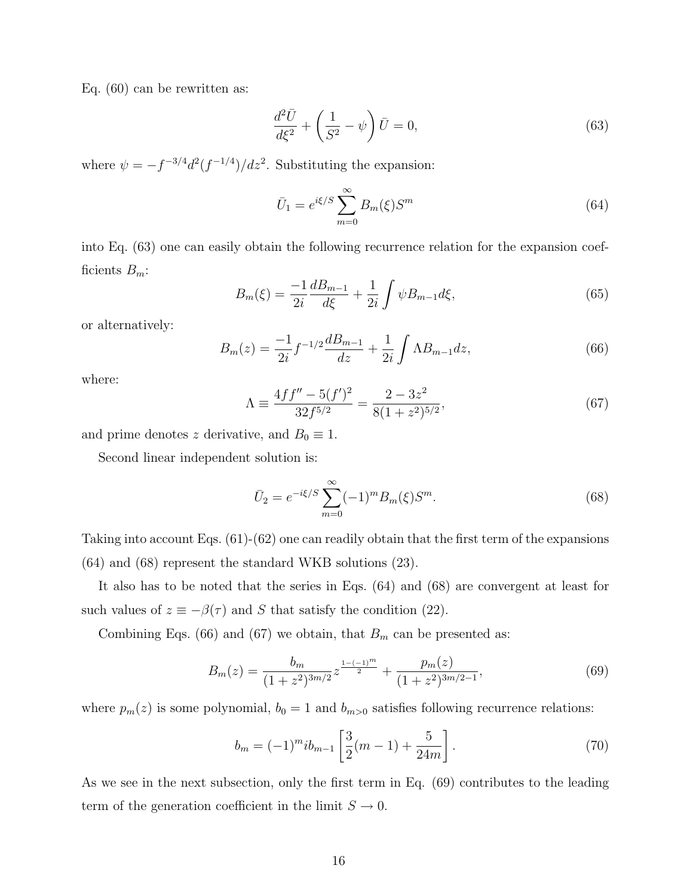Eq. (60) can be rewritten as:

$$\frac{d^2\bar{U}}{d\xi^2} + \left(\frac{1}{S^2} - \psi\right)\bar{U} = 0, \tag{63}$$

where $\psi = -f^{-3/4}d^2(f^{-1/4})/dz^2$. Substituting the expansion:

$$\bar{U}_1 = e^{i\xi/S}\sum_{m=0}^{\infty} B_m(\xi)S^m \tag{64}$$

into Eq. (63) one can easily obtain the following recurrence relation for the expansion coefficients $B_m$:

$$B_m(\xi) = \frac{-1}{2i}\frac{dB_{m-1}}{d\xi} + \frac{1}{2i}\int \psi B_{m-1}d\xi, \tag{65}$$

or alternatively:

$$B_m(z) = \frac{-1}{2i}f^{-1/2}\frac{dB_{m-1}}{dz} + \frac{1}{2i}\int \Lambda B_{m-1}dz, \tag{66}$$

where:

$$\Lambda \equiv \frac{4ff'' - 5(f')^2}{32f^{5/2}} = \frac{2-3z^2}{8(1+z^2)^{5/2}}, \tag{67}$$

and prime denotes $z$ derivative, and $B_0 \equiv 1$.

Second linear independent solution is:

$$\bar{U}_2 = e^{-i\xi/S}\sum_{m=0}^{\infty}(-1)^m B_m(\xi)S^m. \tag{68}$$

Taking into account Eqs. (61)-(62) one can readily obtain that the first term of the expansions (64) and (68) represent the standard WKB solutions (23).

It also has to be noted that the series in Eqs. (64) and (68) are convergent at least for such values of $z \equiv -\beta(\tau)$ and $S$ that satisfy the condition (22).

Combining Eqs. (66) and (67) we obtain, that $B_m$ can be presented as:

$$B_m(z) = \frac{b_m}{(1+z^2)^{3m/2}}z^{\frac{1-(-1)^m}{2}} + \frac{p_m(z)}{(1+z^2)^{3m/2-1}}, \tag{69}$$

where $p_m(z)$ is some polynomial, $b_0 = 1$ and $b_{m>0}$ satisfies following recurrence relations:

$$b_m = (-1)^m i b_{m-1}\left[\frac{3}{2}(m-1) + \frac{5}{24m}\right]. \tag{70}$$

As we see in the next subsection, only the first term in Eq. (69) contributes to the leading term of the generation coefficient in the limit $S \to 0$.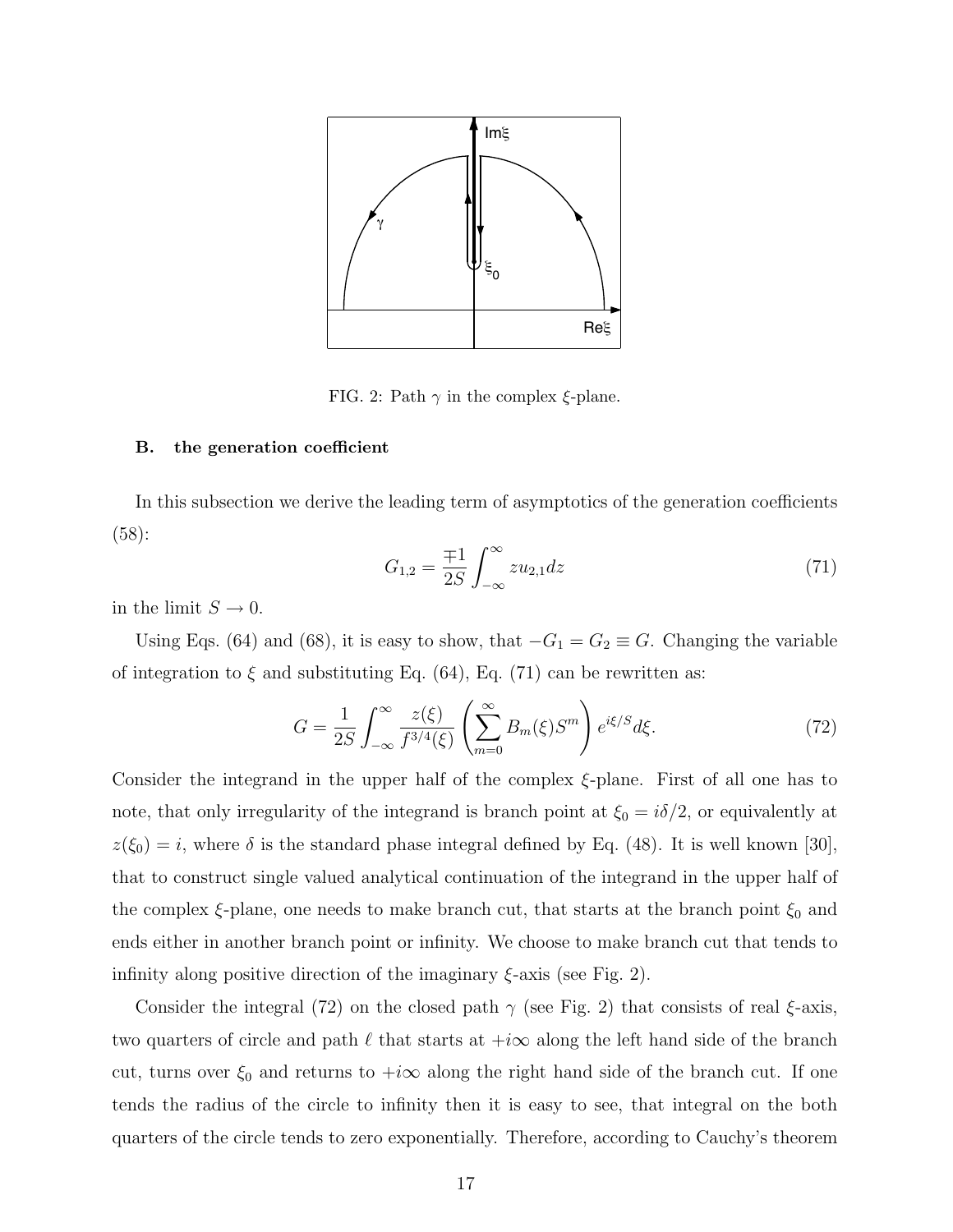FIG. 2: Path $\gamma$ in the complex $\xi$-plane.

### B. the generation coefficient

In this subsection we derive the leading term of asymptotics of the generation coefficients (58):

$$G_{1,2} = \frac{\mp 1}{2S} \int_{-\infty}^{\infty} z u_{2,1} dz \tag{71}$$

in the limit $S \to 0$.

Using Eqs. (64) and (68), it is easy to show, that $-G_1 = G_2 \equiv G$. Changing the variable of integration to $\xi$ and substituting Eq. (64), Eq. (71) can be rewritten as:

$$G = \frac{1}{2S} \int_{-\infty}^{\infty} \frac{z(\xi)}{f^{3/4}(\xi)} \left( \sum_{m=0}^{\infty} B_m(\xi) S^m \right) e^{i\xi/S} d\xi. \tag{72}$$

Consider the integrand in the upper half of the complex $\xi$-plane. First of all one has to note, that only irregularity of the integrand is branch point at $\xi_0 = i\delta/2$, or equivalently at $z(\xi_0) = i$, where $\delta$ is the standard phase integral defined by Eq. (48). It is well known [30], that to construct single valued analytical continuation of the integrand in the upper half of the complex $\xi$-plane, one needs to make branch cut, that starts at the branch point $\xi_0$ and ends either in another branch point or infinity. We choose to make branch cut that tends to infinity along positive direction of the imaginary $\xi$-axis (see Fig. 2).

Consider the integral (72) on the closed path $\gamma$ (see Fig. 2) that consists of real $\xi$-axis, two quarters of circle and path $\ell$ that starts at $+i\infty$ along the left hand side of the branch cut, turns over $\xi_0$ and returns to $+i\infty$ along the right hand side of the branch cut. If one tends the radius of the circle to infinity then it is easy to see, that integral on the both quarters of the circle tends to zero exponentially. Therefore, according to Cauchy's theorem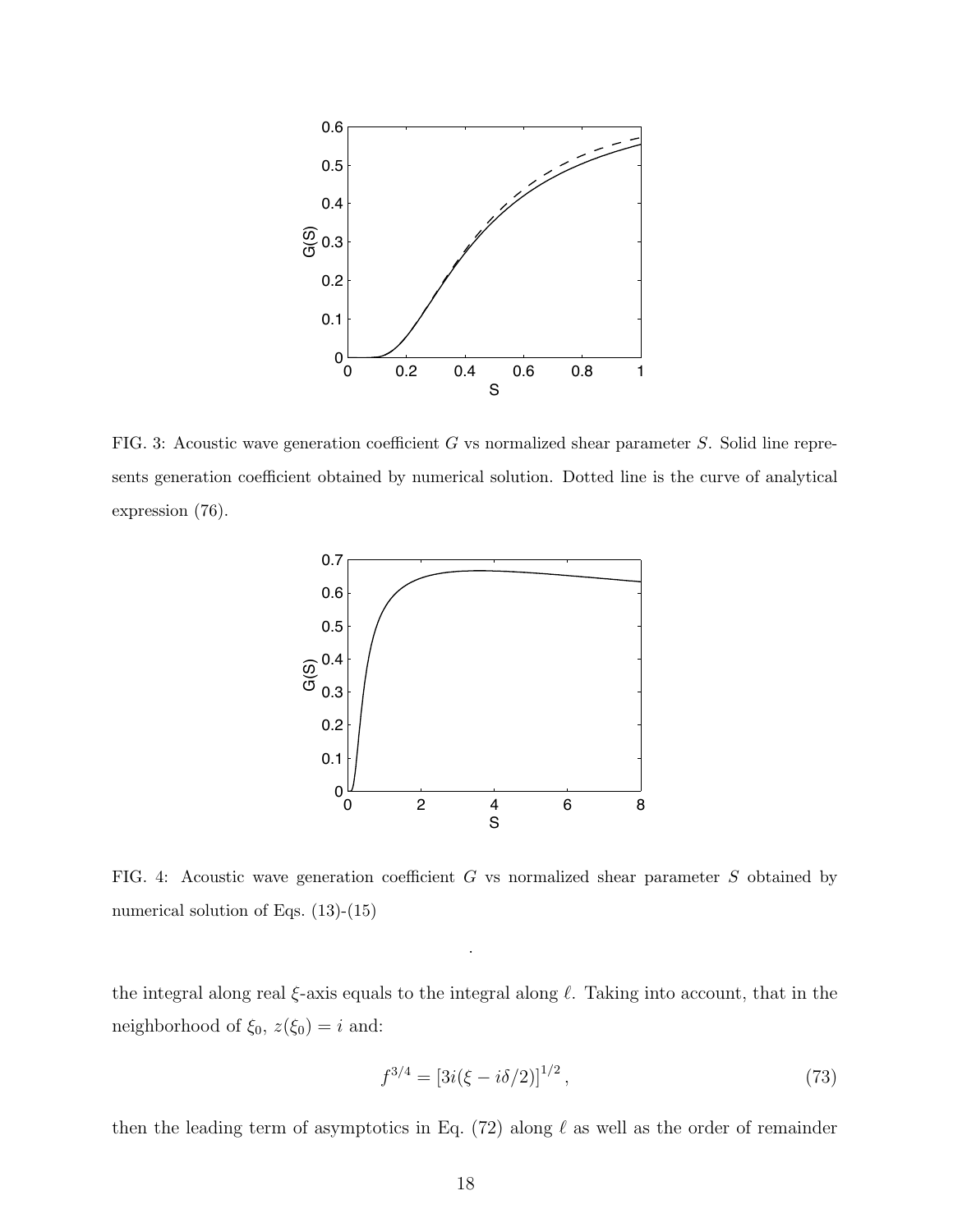FIG. 3: Acoustic wave generation coefficient $G$ vs normalized shear parameter $S$. Solid line represents generation coefficient obtained by numerical solution. Dotted line is the curve of analytical expression (76).

FIG. 4: Acoustic wave generation coefficient $G$ vs normalized shear parameter $S$ obtained by numerical solution of Eqs. (13)-(15)

.

the integral along real $\xi$-axis equals to the integral along $\ell$. Taking into account, that in the neighborhood of $\xi_0$, $z(\xi_0) = i$ and:

$$f^{3/4} = [3i(\xi - i\delta/2)]^{1/2}, \tag{73}$$

then the leading term of asymptotics in Eq. (72) along $\ell$ as well as the order of remainder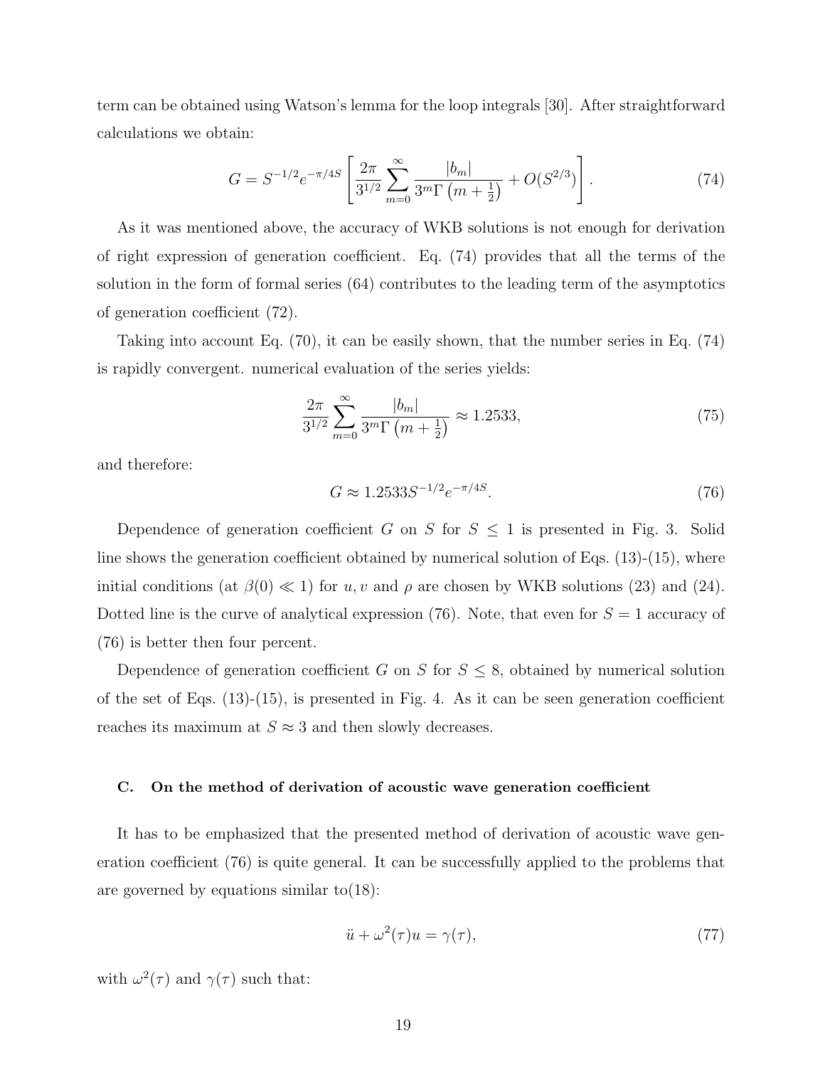term can be obtained using Watson's lemma for the loop integrals [30]. After straightforward calculations we obtain:

$$G = S^{-1/2} e^{-\pi/4S} \left[ \frac{2\pi}{3^{1/2}} \sum_{m=0}^{\infty} \frac{|b_m|}{3^m \Gamma\left(m+\frac{1}{2}\right)} + O(S^{2/3}) \right]. \tag{74}$$

As it was mentioned above, the accuracy of WKB solutions is not enough for derivation of right expression of generation coefficient. Eq. (74) provides that all the terms of the solution in the form of formal series (64) contributes to the leading term of the asymptotics of generation coefficient (72).

Taking into account Eq. (70), it can be easily shown, that the number series in Eq. (74) is rapidly convergent. numerical evaluation of the series yields:

$$\frac{2\pi}{3^{1/2}} \sum_{m=0}^{\infty} \frac{|b_m|}{3^m \Gamma\left(m+\frac{1}{2}\right)} \approx 1.2533, \tag{75}$$

and therefore:

$$G \approx 1.2533 S^{-1/2} e^{-\pi/4S}. \tag{76}$$

Dependence of generation coefficient $G$ on $S$ for $S \leq 1$ is presented in Fig. 3. Solid line shows the generation coefficient obtained by numerical solution of Eqs. (13)-(15), where initial conditions (at $\beta(0) \ll 1$) for $u, v$ and $\rho$ are chosen by WKB solutions (23) and (24). Dotted line is the curve of analytical expression (76). Note, that even for $S = 1$ accuracy of (76) is better then four percent.

Dependence of generation coefficient $G$ on $S$ for $S \leq 8$, obtained by numerical solution of the set of Eqs. (13)-(15), is presented in Fig. 4. As it can be seen generation coefficient reaches its maximum at $S \approx 3$ and then slowly decreases.

### C. On the method of derivation of acoustic wave generation coefficient

It has to be emphasized that the presented method of derivation of acoustic wave generation coefficient (76) is quite general. It can be successfully applied to the problems that are governed by equations similar to(18):

$$\ddot{u} + \omega^2(\tau) u = \gamma(\tau), \tag{77}$$

with $\omega^2(\tau)$ and $\gamma(\tau)$ such that: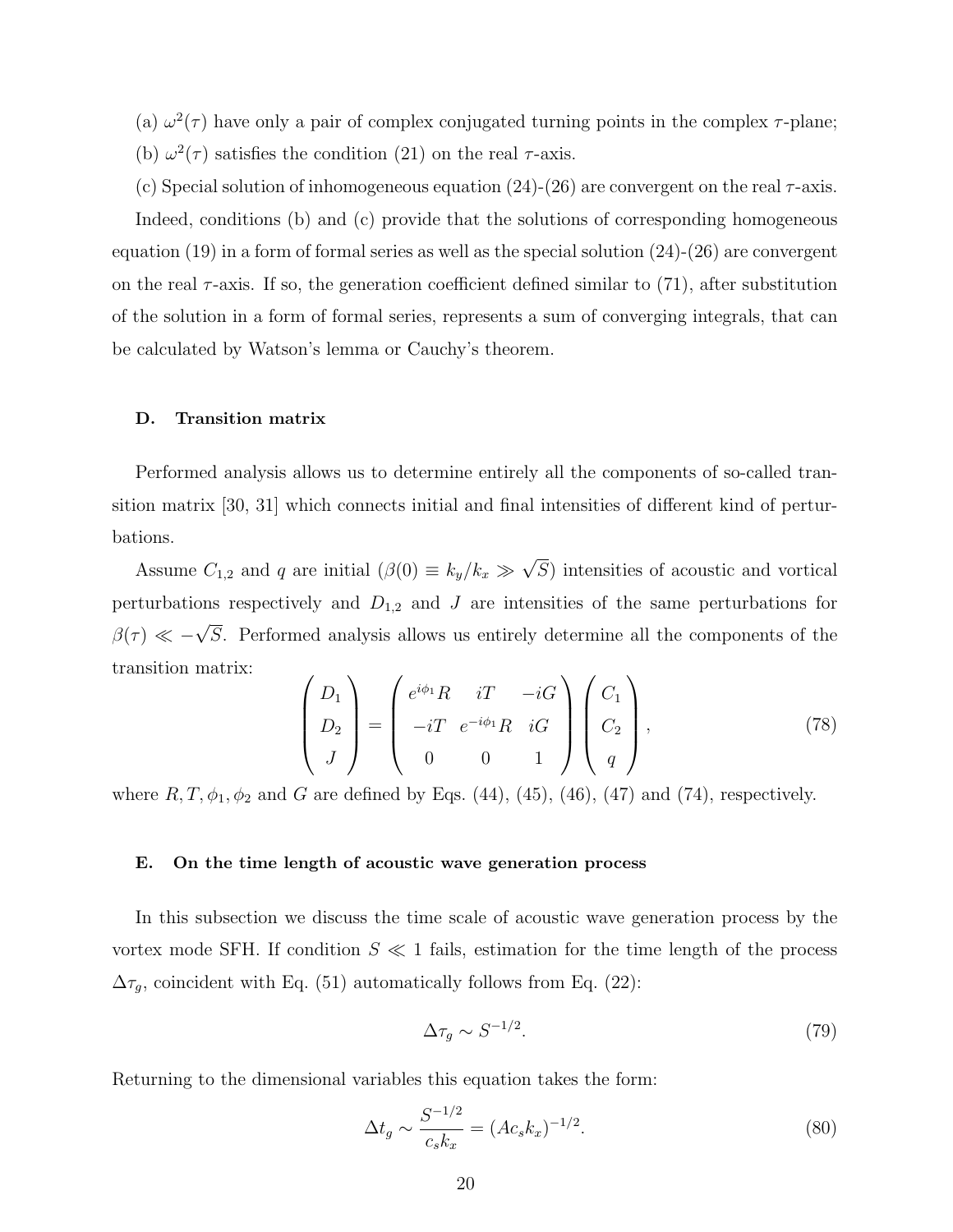(a) $\omega^2(\tau)$ have only a pair of complex conjugated turning points in the complex $\tau$-plane;

(b) $\omega^2(\tau)$ satisfies the condition (21) on the real $\tau$-axis.

(c) Special solution of inhomogeneous equation (24)-(26) are convergent on the real $\tau$-axis.

Indeed, conditions (b) and (c) provide that the solutions of corresponding homogeneous equation (19) in a form of formal series as well as the special solution (24)-(26) are convergent on the real $\tau$-axis. If so, the generation coefficient defined similar to (71), after substitution of the solution in a form of formal series, represents a sum of converging integrals, that can be calculated by Watson's lemma or Cauchy's theorem.

### D. Transition matrix

Performed analysis allows us to determine entirely all the components of so-called transition matrix [30, 31] which connects initial and final intensities of different kind of perturbations.

Assume $C_{1,2}$ and $q$ are initial ($\beta(0) \equiv k_y/k_x \gg \sqrt{S}$) intensities of acoustic and vortical perturbations respectively and $D_{1,2}$ and $J$ are intensities of the same perturbations for $\beta(\tau) \ll -\sqrt{S}$. Performed analysis allows us entirely determine all the components of the transition matrix:

$$\begin{pmatrix} D_1 \\ D_2 \\ J \end{pmatrix} = \begin{pmatrix} e^{i\phi_1}R & iT & -iG \\ -iT & e^{-i\phi_1}R & iG \\ 0 & 0 & 1 \end{pmatrix} \begin{pmatrix} C_1 \\ C_2 \\ q \end{pmatrix}, \tag{78}$$

where $R, T, \phi_1, \phi_2$ and $G$ are defined by Eqs. (44), (45), (46), (47) and (74), respectively.

### E. On the time length of acoustic wave generation process

In this subsection we discuss the time scale of acoustic wave generation process by the vortex mode SFH. If condition $S \ll 1$ fails, estimation for the time length of the process $\Delta\tau_g$, coincident with Eq. (51) automatically follows from Eq. (22):

$$\Delta\tau_g \sim S^{-1/2}. \tag{79}$$

Returning to the dimensional variables this equation takes the form:

$$\Delta t_g \sim \frac{S^{-1/2}}{c_s k_x} = (A c_s k_x)^{-1/2}. \tag{80}$$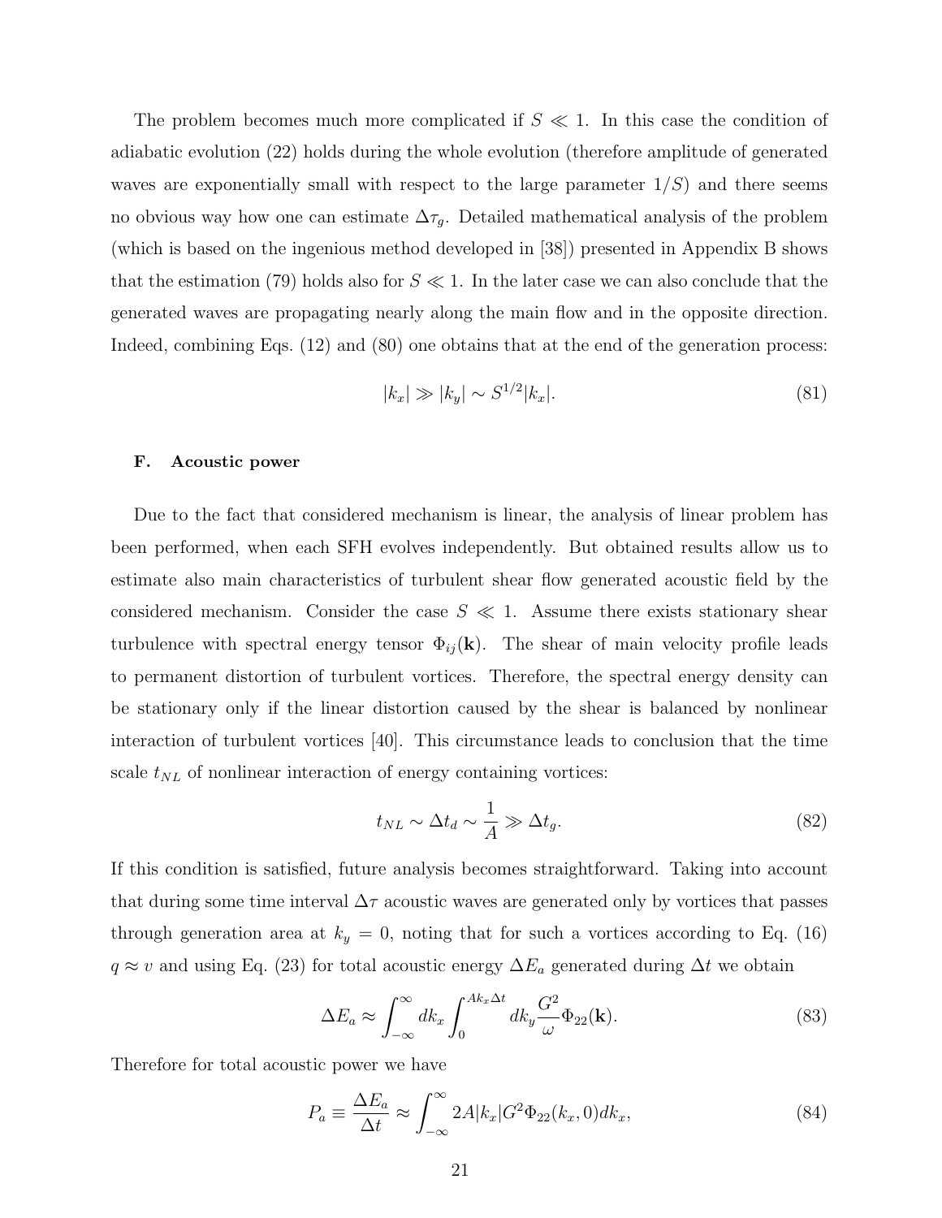The problem becomes much more complicated if $S \ll 1$. In this case the condition of adiabatic evolution (22) holds during the whole evolution (therefore amplitude of generated waves are exponentially small with respect to the large parameter $1/S$) and there seems no obvious way how one can estimate $\Delta\tau_g$. Detailed mathematical analysis of the problem (which is based on the ingenious method developed in [38]) presented in Appendix B shows that the estimation (79) holds also for $S \ll 1$. In the later case we can also conclude that the generated waves are propagating nearly along the main flow and in the opposite direction. Indeed, combining Eqs. (12) and (80) one obtains that at the end of the generation process:

$$|k_x| \gg |k_y| \sim S^{1/2}|k_x|. \tag{81}$$

### F. Acoustic power

Due to the fact that considered mechanism is linear, the analysis of linear problem has been performed, when each SFH evolves independently. But obtained results allow us to estimate also main characteristics of turbulent shear flow generated acoustic field by the considered mechanism. Consider the case $S \ll 1$. Assume there exists stationary shear turbulence with spectral energy tensor $\Phi_{ij}(\mathbf{k})$. The shear of main velocity profile leads to permanent distortion of turbulent vortices. Therefore, the spectral energy density can be stationary only if the linear distortion caused by the shear is balanced by nonlinear interaction of turbulent vortices [40]. This circumstance leads to conclusion that the time scale $t_{NL}$ of nonlinear interaction of energy containing vortices:

$$t_{NL} \sim \Delta t_d \sim \frac{1}{A} \gg \Delta t_g. \tag{82}$$

If this condition is satisfied, future analysis becomes straightforward. Taking into account that during some time interval $\Delta\tau$ acoustic waves are generated only by vortices that passes through generation area at $k_y = 0$, noting that for such a vortices according to Eq. (16) $q \approx v$ and using Eq. (23) for total acoustic energy $\Delta E_a$ generated during $\Delta t$ we obtain

$$\Delta E_a \approx \int_{-\infty}^{\infty} dk_x \int_{0}^{Ak_x\Delta t} dk_y \frac{G^2}{\omega}\Phi_{22}(\mathbf{k}). \tag{83}$$

Therefore for total acoustic power we have

$$P_a \equiv \frac{\Delta E_a}{\Delta t} \approx \int_{-\infty}^{\infty} 2A|k_x|G^2\Phi_{22}(k_x, 0)dk_x, \tag{84}$$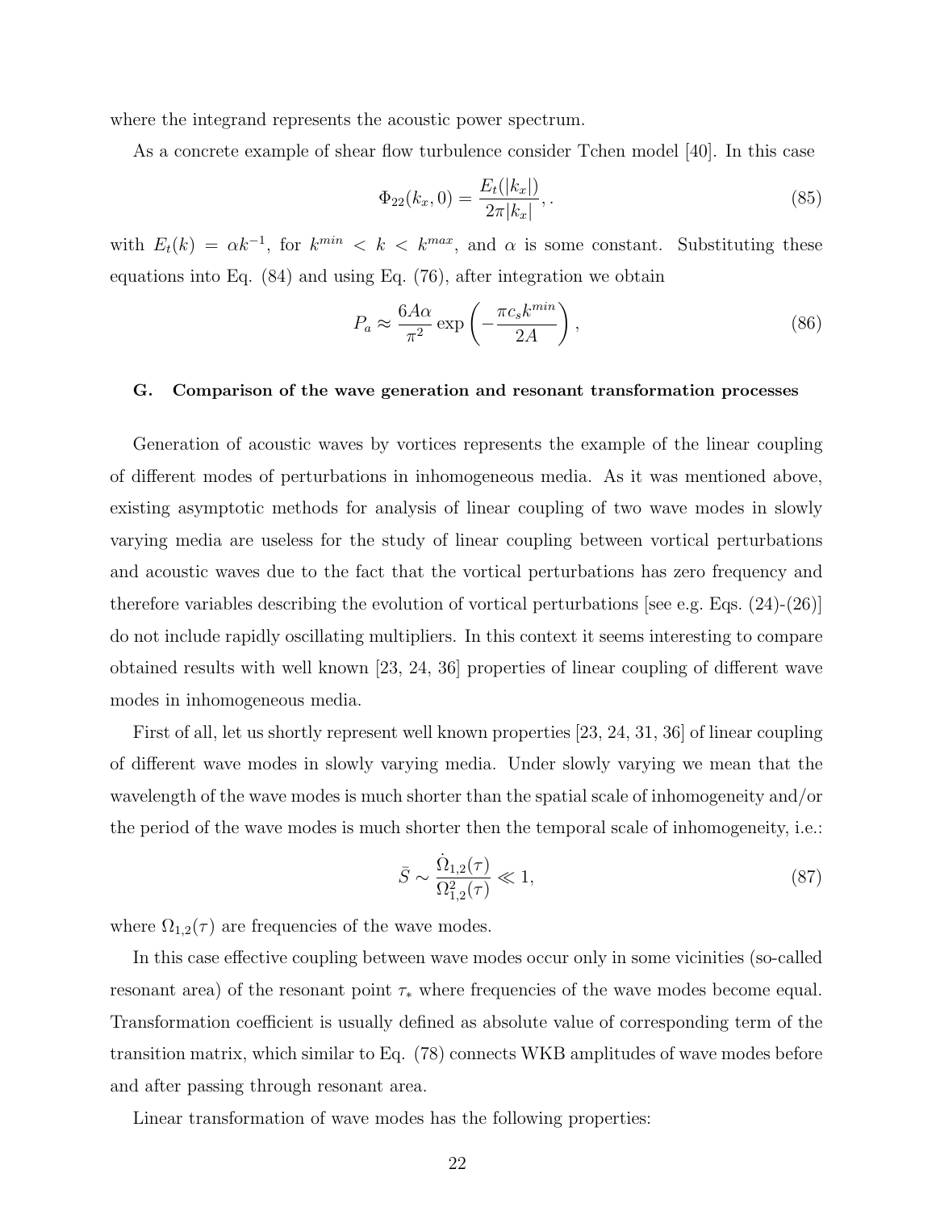where the integrand represents the acoustic power spectrum.

As a concrete example of shear flow turbulence consider Tchen model [40]. In this case

$$\Phi_{22}(k_x, 0) = \frac{E_t(|k_x|)}{2\pi|k_x|}, . \tag{85}$$

with $E_t(k) = \alpha k^{-1}$, for $k^{min} < k < k^{max}$, and $\alpha$ is some constant. Substituting these equations into Eq. (84) and using Eq. (76), after integration we obtain

$$P_a \approx \frac{6A\alpha}{\pi^2} \exp\left(-\frac{\pi c_s k^{min}}{2A}\right), \tag{86}$$

### G. Comparison of the wave generation and resonant transformation processes

Generation of acoustic waves by vortices represents the example of the linear coupling of different modes of perturbations in inhomogeneous media. As it was mentioned above, existing asymptotic methods for analysis of linear coupling of two wave modes in slowly varying media are useless for the study of linear coupling between vortical perturbations and acoustic waves due to the fact that the vortical perturbations has zero frequency and therefore variables describing the evolution of vortical perturbations [see e.g. Eqs. (24)-(26)] do not include rapidly oscillating multipliers. In this context it seems interesting to compare obtained results with well known [23, 24, 36] properties of linear coupling of different wave modes in inhomogeneous media.

First of all, let us shortly represent well known properties [23, 24, 31, 36] of linear coupling of different wave modes in slowly varying media. Under slowly varying we mean that the wavelength of the wave modes is much shorter than the spatial scale of inhomogeneity and/or the period of the wave modes is much shorter then the temporal scale of inhomogeneity, i.e.:

$$\bar{S} \sim \frac{\dot{\Omega}_{1,2}(\tau)}{\Omega^2_{1,2}(\tau)} \ll 1, \tag{87}$$

where $\Omega_{1,2}(\tau)$ are frequencies of the wave modes.

In this case effective coupling between wave modes occur only in some vicinities (so-called resonant area) of the resonant point $\tau_*$ where frequencies of the wave modes become equal. Transformation coefficient is usually defined as absolute value of corresponding term of the transition matrix, which similar to Eq. (78) connects WKB amplitudes of wave modes before and after passing through resonant area.

Linear transformation of wave modes has the following properties: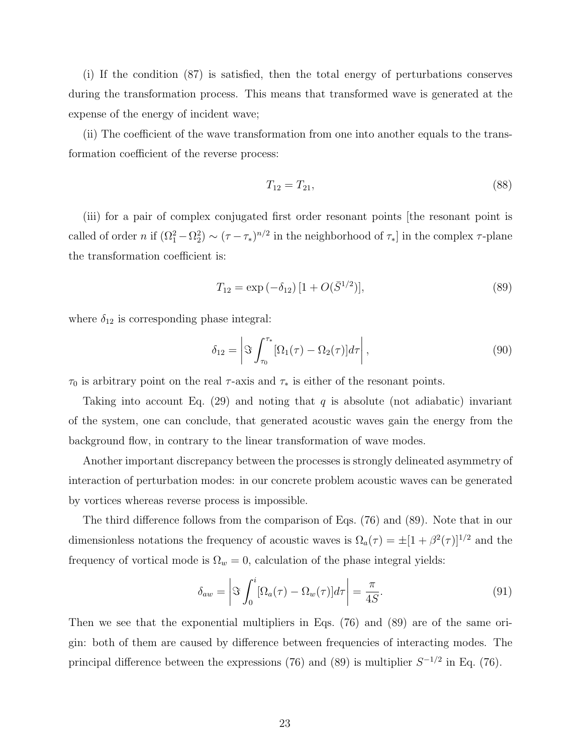(i) If the condition (87) is satisfied, then the total energy of perturbations conserves during the transformation process. This means that transformed wave is generated at the expense of the energy of incident wave;

(ii) The coefficient of the wave transformation from one into another equals to the transformation coefficient of the reverse process:

$$T_{12} = T_{21}, \tag{88}$$

(iii) for a pair of complex conjugated first order resonant points [the resonant point is called of order $n$ if $(\Omega_1^2 - \Omega_2^2) \sim (\tau - \tau_*)^{n/2}$ in the neighborhood of $\tau_*$] in the complex $\tau$-plane the transformation coefficient is:

$$T_{12} = \exp\left(-\delta_{12}\right) [1 + O(\bar{S}^{1/2})], \tag{89}$$

where $\delta_{12}$ is corresponding phase integral:

$$\delta_{12} = \left| \Im \int_{\tau_0}^{\tau_*} [\Omega_1(\tau) - \Omega_2(\tau)] d\tau \right|, \tag{90}$$

$\tau_0$ is arbitrary point on the real $\tau$-axis and $\tau_*$ is either of the resonant points.

Taking into account Eq. (29) and noting that $q$ is absolute (not adiabatic) invariant of the system, one can conclude, that generated acoustic waves gain the energy from the background flow, in contrary to the linear transformation of wave modes.

Another important discrepancy between the processes is strongly delineated asymmetry of interaction of perturbation modes: in our concrete problem acoustic waves can be generated by vortices whereas reverse process is impossible.

The third difference follows from the comparison of Eqs. (76) and (89). Note that in our dimensionless notations the frequency of acoustic waves is $\Omega_a(\tau) = \pm[1 + \beta^2(\tau)]^{1/2}$ and the frequency of vortical mode is $\Omega_w = 0$, calculation of the phase integral yields:

$$\delta_{aw} = \left| \Im \int_0^i [\Omega_a(\tau) - \Omega_w(\tau)] d\tau \right| = \frac{\pi}{4S}. \tag{91}$$

Then we see that the exponential multipliers in Eqs. (76) and (89) are of the same origin: both of them are caused by difference between frequencies of interacting modes. The principal difference between the expressions (76) and (89) is multiplier $S^{-1/2}$ in Eq. (76).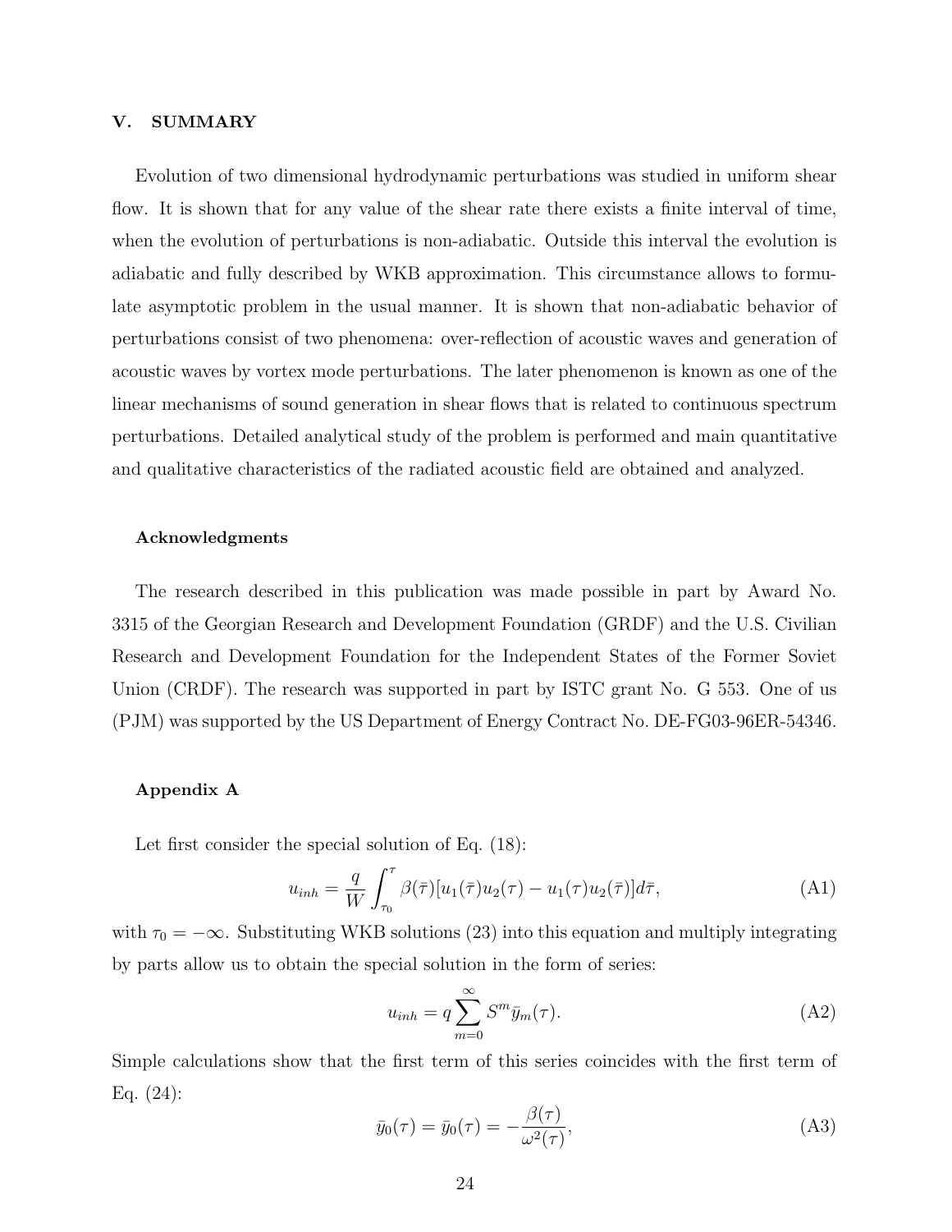## V. SUMMARY

Evolution of two dimensional hydrodynamic perturbations was studied in uniform shear flow. It is shown that for any value of the shear rate there exists a finite interval of time, when the evolution of perturbations is non-adiabatic. Outside this interval the evolution is adiabatic and fully described by WKB approximation. This circumstance allows to formulate asymptotic problem in the usual manner. It is shown that non-adiabatic behavior of perturbations consist of two phenomena: over-reflection of acoustic waves and generation of acoustic waves by vortex mode perturbations. The later phenomenon is known as one of the linear mechanisms of sound generation in shear flows that is related to continuous spectrum perturbations. Detailed analytical study of the problem is performed and main quantitative and qualitative characteristics of the radiated acoustic field are obtained and analyzed.

### Acknowledgments

The research described in this publication was made possible in part by Award No. 3315 of the Georgian Research and Development Foundation (GRDF) and the U.S. Civilian Research and Development Foundation for the Independent States of the Former Soviet Union (CRDF). The research was supported in part by ISTC grant No. G 553. One of us (PJM) was supported by the US Department of Energy Contract No. DE-FG03-96ER-54346.

### Appendix A

Let first consider the special solution of Eq. (18):

$$u_{inh} = \frac{q}{W}\int_{\tau_0}^{\tau} \beta(\bar{\tau})[u_1(\bar{\tau})u_2(\tau) - u_1(\tau)u_2(\bar{\tau})]d\bar{\tau}, \tag{A1}$$

with $\tau_0 = -\infty$. Substituting WKB solutions (23) into this equation and multiply integrating by parts allow us to obtain the special solution in the form of series:

$$u_{inh} = q\sum_{m=0}^{\infty} S^m \bar{y}_m(\tau). \tag{A2}$$

Simple calculations show that the first term of this series coincides with the first term of Eq. (24):

$$\bar{y}_0(\tau) = \bar{y}_0(\tau) = -\frac{\beta(\tau)}{\omega^2(\tau)}, \tag{A3}$$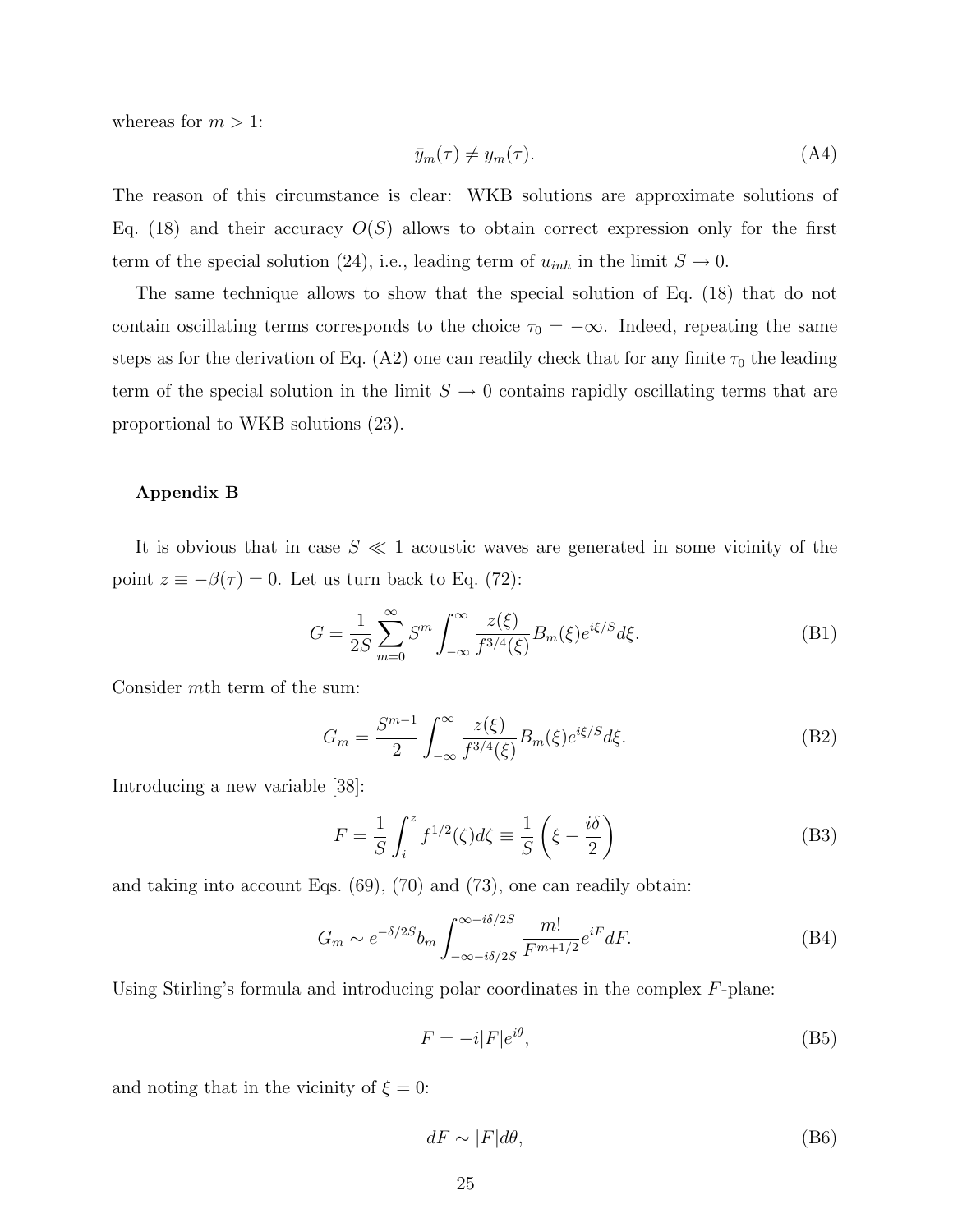whereas for $m > 1$:

$$\bar{y}_m(\tau) \neq y_m(\tau). \tag{A4}$$

The reason of this circumstance is clear: WKB solutions are approximate solutions of Eq. (18) and their accuracy $O(S)$ allows to obtain correct expression only for the first term of the special solution (24), i.e., leading term of $u_{inh}$ in the limit $S \to 0$.

The same technique allows to show that the special solution of Eq. (18) that do not contain oscillating terms corresponds to the choice $\tau_0 = -\infty$. Indeed, repeating the same steps as for the derivation of Eq. (A2) one can readily check that for any finite $\tau_0$ the leading term of the special solution in the limit $S \to 0$ contains rapidly oscillating terms that are proportional to WKB solutions (23).

**Appendix B**

It is obvious that in case $S \ll 1$ acoustic waves are generated in some vicinity of the point $z \equiv -\beta(\tau) = 0$. Let us turn back to Eq. (72):

$$G = \frac{1}{2S} \sum_{m=0}^{\infty} S^m \int_{-\infty}^{\infty} \frac{z(\xi)}{f^{3/4}(\xi)} B_m(\xi) e^{i\xi/S} d\xi. \tag{B1}$$

Consider $m$th term of the sum:

$$G_m = \frac{S^{m-1}}{2} \int_{-\infty}^{\infty} \frac{z(\xi)}{f^{3/4}(\xi)} B_m(\xi) e^{i\xi/S} d\xi. \tag{B2}$$

Introducing a new variable [38]:

$$F = \frac{1}{S} \int_{i}^{z} f^{1/2}(\zeta) d\zeta \equiv \frac{1}{S} \left( \xi - \frac{i\delta}{2} \right) \tag{B3}$$

and taking into account Eqs. (69), (70) and (73), one can readily obtain:

$$G_m \sim e^{-\delta/2S} b_m \int_{-\infty - i\delta/2S}^{\infty - i\delta/2S} \frac{m!}{F^{m+1/2}} e^{iF} dF. \tag{B4}$$

Using Stirling's formula and introducing polar coordinates in the complex $F$-plane:

$$F = -i|F|e^{i\theta}, \tag{B5}$$

and noting that in the vicinity of $\xi = 0$:

$$dF \sim |F| d\theta, \tag{B6}$$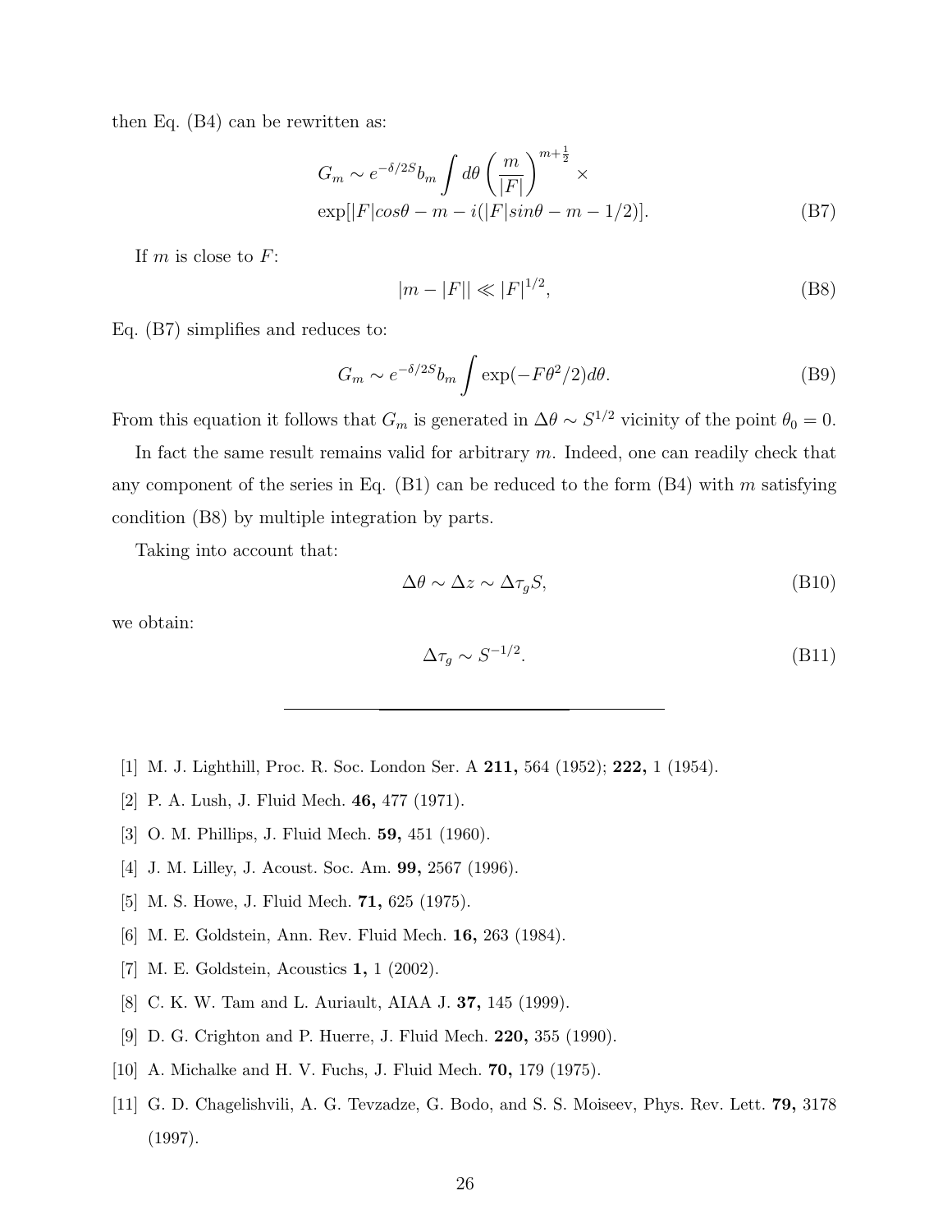then Eq. (B4) can be rewritten as:

$$G_m \sim e^{-\delta/2S} b_m \int d\theta \left(\frac{m}{|F|}\right)^{m+\frac{1}{2}} \times$$
$$\exp[|F| cos\theta - m - i(|F| sin\theta - m - 1/2)]. \tag{B7}$$

If $m$ is close to $F$:

$$|m - |F|| \ll |F|^{1/2}, \tag{B8}$$

Eq. (B7) simplifies and reduces to:

$$G_m \sim e^{-\delta/2S} b_m \int \exp(-F\theta^2/2) d\theta. \tag{B9}$$

From this equation it follows that $G_m$ is generated in $\Delta\theta \sim S^{1/2}$ vicinity of the point $\theta_0 = 0$.

In fact the same result remains valid for arbitrary $m$. Indeed, one can readily check that any component of the series in Eq. (B1) can be reduced to the form (B4) with $m$ satisfying condition (B8) by multiple integration by parts.

Taking into account that:

$$\Delta\theta \sim \Delta z \sim \Delta\tau_g S, \tag{B10}$$

we obtain:

$$\Delta\tau_g \sim S^{-1/2}. \tag{B11}$$

---

[1] M. J. Lighthill, Proc. R. Soc. London Ser. A **211,** 564 (1952); **222,** 1 (1954).

[2] P. A. Lush, J. Fluid Mech. **46,** 477 (1971).

[3] O. M. Phillips, J. Fluid Mech. **59,** 451 (1960).

[4] J. M. Lilley, J. Acoust. Soc. Am. **99,** 2567 (1996).

[5] M. S. Howe, J. Fluid Mech. **71,** 625 (1975).

[6] M. E. Goldstein, Ann. Rev. Fluid Mech. **16,** 263 (1984).

[7] M. E. Goldstein, Acoustics **1,** 1 (2002).

[8] C. K. W. Tam and L. Auriault, AIAA J. **37,** 145 (1999).

[9] D. G. Crighton and P. Huerre, J. Fluid Mech. **220,** 355 (1990).

[10] A. Michalke and H. V. Fuchs, J. Fluid Mech. **70,** 179 (1975).

[11] G. D. Chagelishvili, A. G. Tevzadze, G. Bodo, and S. S. Moiseev, Phys. Rev. Lett. **79,** 3178 (1997).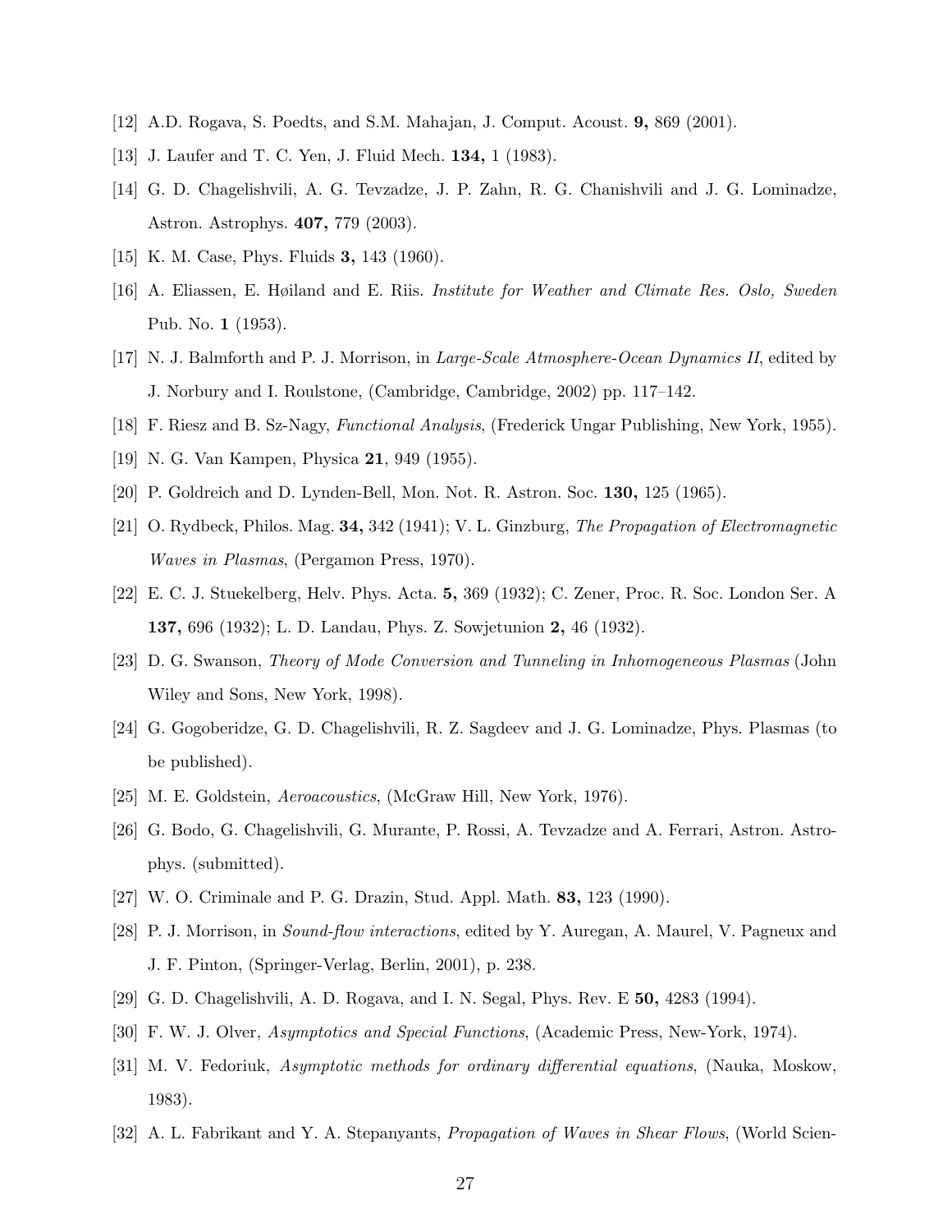[12] A.D. Rogava, S. Poedts, and S.M. Mahajan, J. Comput. Acoust. **9,** 869 (2001).

[13] J. Laufer and T. C. Yen, J. Fluid Mech. **134,** 1 (1983).

[14] G. D. Chagelishvili, A. G. Tevzadze, J. P. Zahn, R. G. Chanishvili and J. G. Lominadze, Astron. Astrophys. **407,** 779 (2003).

[15] K. M. Case, Phys. Fluids **3,** 143 (1960).

[16] A. Eliassen, E. Høiland and E. Riis. *Institute for Weather and Climate Res. Oslo, Sweden* Pub. No. **1** (1953).

[17] N. J. Balmforth and P. J. Morrison, in *Large-Scale Atmosphere-Ocean Dynamics II*, edited by J. Norbury and I. Roulstone, (Cambridge, Cambridge, 2002) pp. 117–142.

[18] F. Riesz and B. Sz-Nagy, *Functional Analysis*, (Frederick Ungar Publishing, New York, 1955).

[19] N. G. Van Kampen, Physica **21**, 949 (1955).

[20] P. Goldreich and D. Lynden-Bell, Mon. Not. R. Astron. Soc. **130,** 125 (1965).

[21] O. Rydbeck, Philos. Mag. **34,** 342 (1941); V. L. Ginzburg, *The Propagation of Electromagnetic Waves in Plasmas*, (Pergamon Press, 1970).

[22] E. C. J. Stuekelberg, Helv. Phys. Acta. **5,** 369 (1932); C. Zener, Proc. R. Soc. London Ser. A **137,** 696 (1932); L. D. Landau, Phys. Z. Sowjetunion **2,** 46 (1932).

[23] D. G. Swanson, *Theory of Mode Conversion and Tunneling in Inhomogeneous Plasmas* (John Wiley and Sons, New York, 1998).

[24] G. Gogoberidze, G. D. Chagelishvili, R. Z. Sagdeev and J. G. Lominadze, Phys. Plasmas (to be published).

[25] M. E. Goldstein, *Aeroacoustics*, (McGraw Hill, New York, 1976).

[26] G. Bodo, G. Chagelishvili, G. Murante, P. Rossi, A. Tevzadze and A. Ferrari, Astron. Astrophys. (submitted).

[27] W. O. Criminale and P. G. Drazin, Stud. Appl. Math. **83,** 123 (1990).

[28] P. J. Morrison, in *Sound-flow interactions*, edited by Y. Auregan, A. Maurel, V. Pagneux and J. F. Pinton, (Springer-Verlag, Berlin, 2001), p. 238.

[29] G. D. Chagelishvili, A. D. Rogava, and I. N. Segal, Phys. Rev. E **50,** 4283 (1994).

[30] F. W. J. Olver, *Asymptotics and Special Functions*, (Academic Press, New-York, 1974).

[31] M. V. Fedoriuk, *Asymptotic methods for ordinary differential equations*, (Nauka, Moskow, 1983).

[32] A. L. Fabrikant and Y. A. Stepanyants, *Propagation of Waves in Shear Flows*, (World Scien-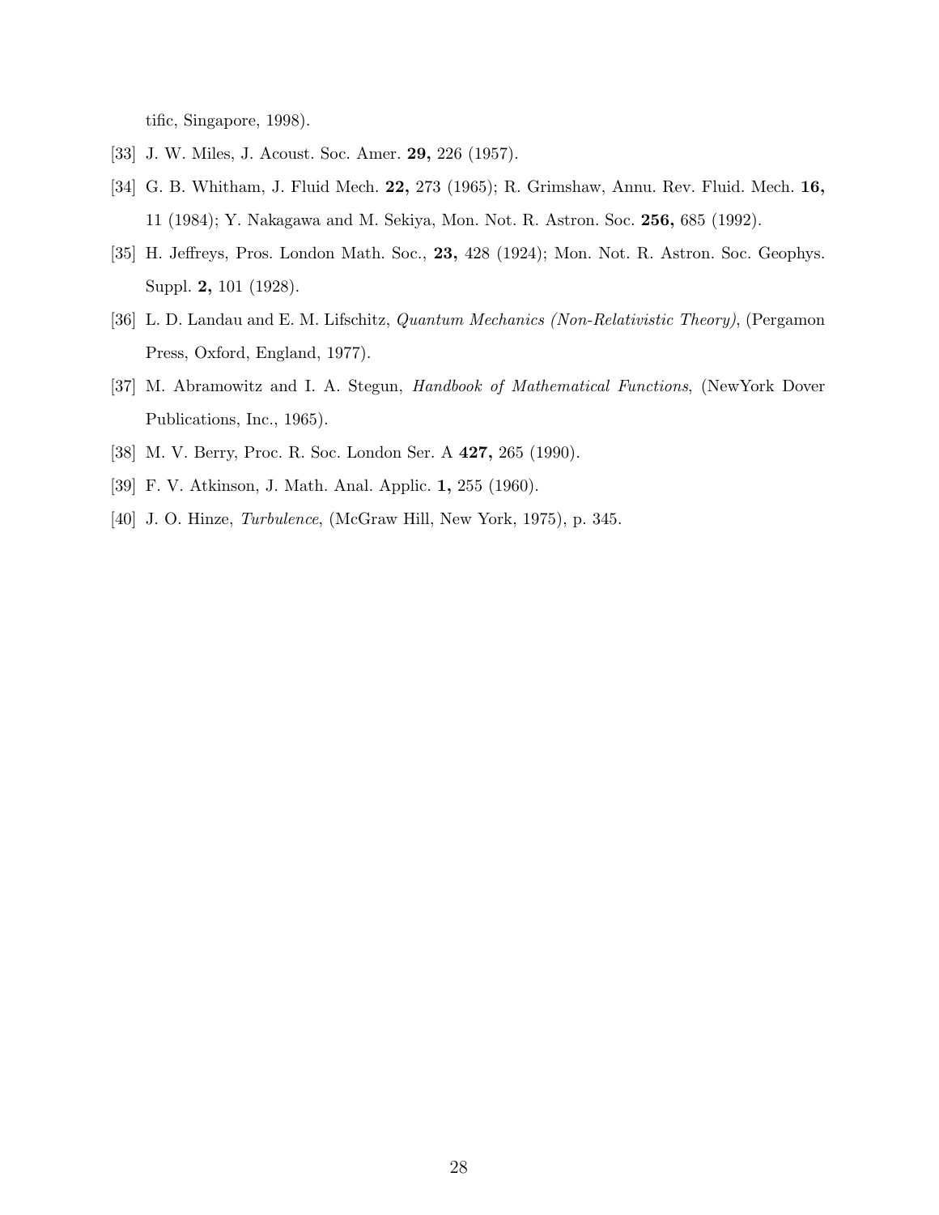tific, Singapore, 1998).

[33] J. W. Miles, J. Acoust. Soc. Amer. **29,** 226 (1957).

[34] G. B. Whitham, J. Fluid Mech. **22,** 273 (1965); R. Grimshaw, Annu. Rev. Fluid. Mech. **16,** 11 (1984); Y. Nakagawa and M. Sekiya, Mon. Not. R. Astron. Soc. **256,** 685 (1992).

[35] H. Jeffreys, Pros. London Math. Soc., **23,** 428 (1924); Mon. Not. R. Astron. Soc. Geophys. Suppl. **2,** 101 (1928).

[36] L. D. Landau and E. M. Lifschitz, *Quantum Mechanics (Non-Relativistic Theory)*, (Pergamon Press, Oxford, England, 1977).

[37] M. Abramowitz and I. A. Stegun, *Handbook of Mathematical Functions*, (NewYork Dover Publications, Inc., 1965).

[38] M. V. Berry, Proc. R. Soc. London Ser. A **427,** 265 (1990).

[39] F. V. Atkinson, J. Math. Anal. Applic. **1,** 255 (1960).

[40] J. O. Hinze, *Turbulence*, (McGraw Hill, New York, 1975), p. 345.